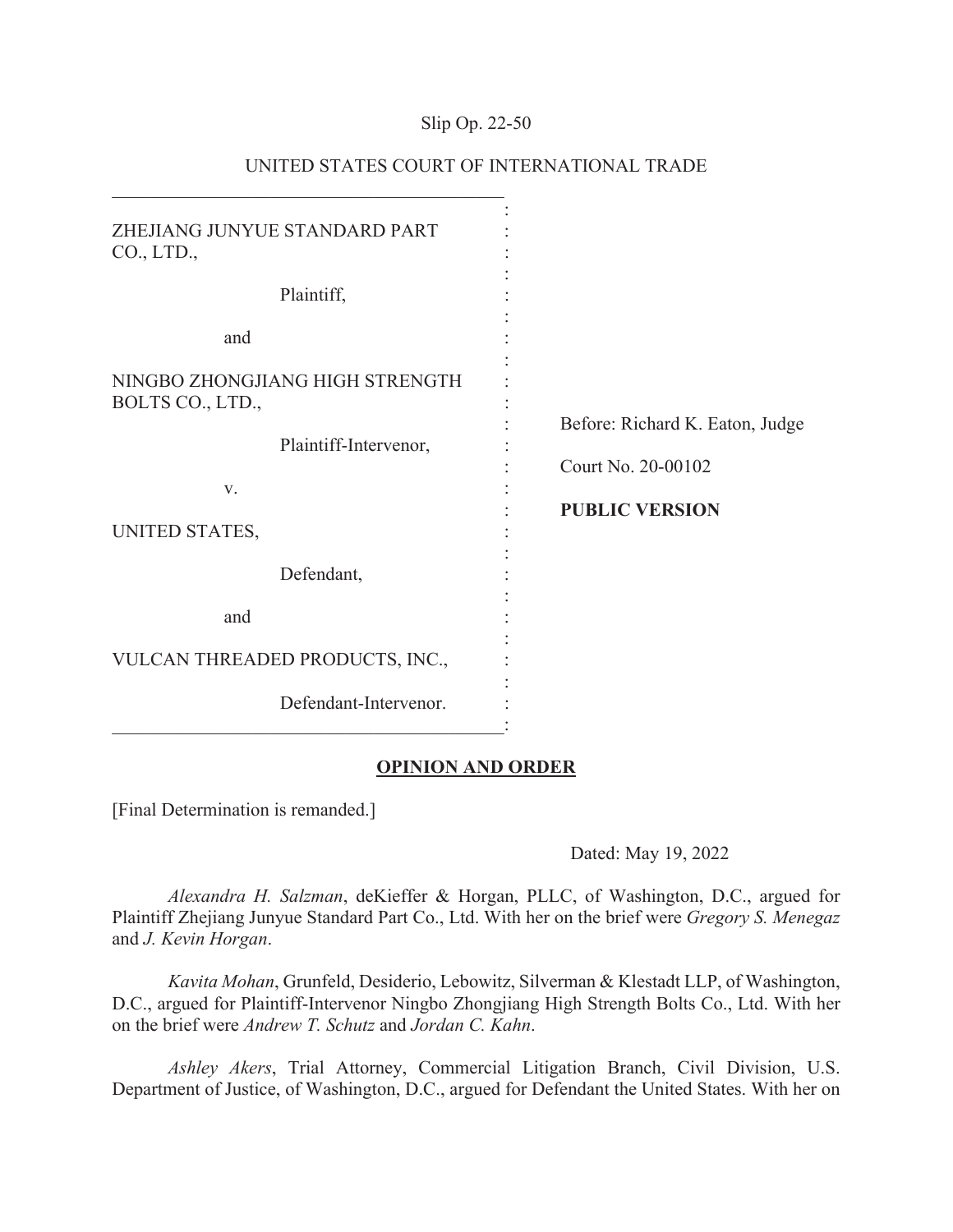Slip Op. 22-50

UNITED STATES COURT OF INTERNATIONAL TRADE

ZHEJIANG JUNYUE STANDARD PART CO., LTD.,

Plaintiff,

and

NINGBO ZHONGJIANG HIGH STRENGTH BOLTS CO., LTD.,

Plaintiff-Intervenor,

v.

UNITED STATES,

Defendant,

and

VULCAN THREADED PRODUCTS, INC.,

Defendant-Intervenor.

Before: Richard K. Eaton, Judge

Court No. 20-00102

**PUBLIC VERSION**

**OPINION AND ORDER**

[Final Determination is remanded.]

Dated: May 19, 2022

*Alexandra H. Salzman*, deKieffer & Horgan, PLLC, of Washington, D.C., argued for Plaintiff Zhejiang Junyue Standard Part Co., Ltd. With her on the brief were *Gregory S. Menegaz* and *J. Kevin Horgan*.

*Kavita Mohan*, Grunfeld, Desiderio, Lebowitz, Silverman & Klestadt LLP, of Washington, D.C., argued for Plaintiff-Intervenor Ningbo Zhongjiang High Strength Bolts Co., Ltd. With her on the brief were *Andrew T. Schutz* and *Jordan C. Kahn*.

*Ashley Akers*, Trial Attorney, Commercial Litigation Branch, Civil Division, U.S. Department of Justice, of Washington, D.C., argued for Defendant the United States. With her on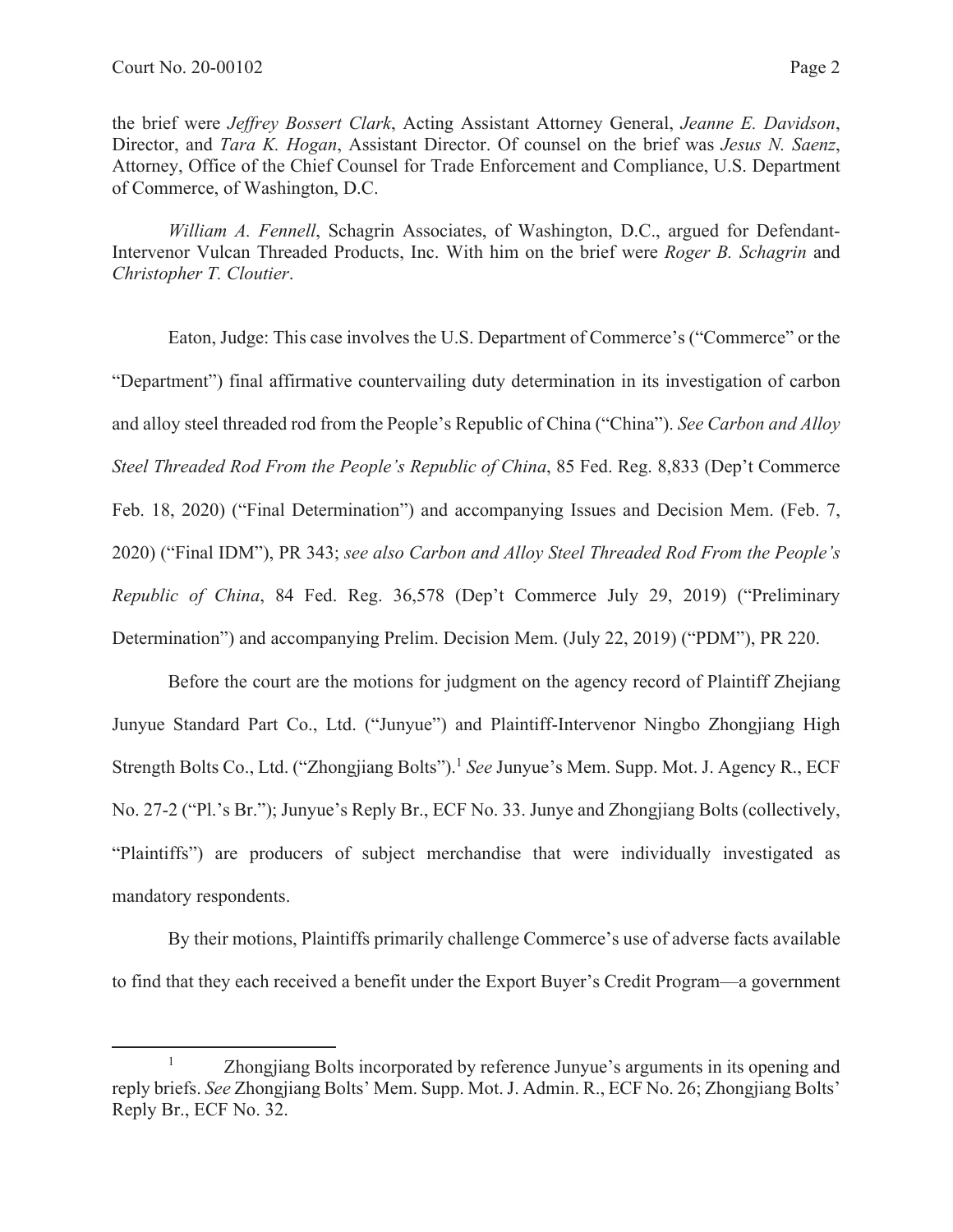the brief were *Jeffrey Bossert Clark*, Acting Assistant Attorney General, *Jeanne E. Davidson*, Director, and *Tara K. Hogan*, Assistant Director. Of counsel on the brief was *Jesus N. Saenz*, Attorney, Office of the Chief Counsel for Trade Enforcement and Compliance, U.S. Department of Commerce, of Washington, D.C.

*William A. Fennell*, Schagrin Associates, of Washington, D.C., argued for Defendant-Intervenor Vulcan Threaded Products, Inc. With him on the brief were *Roger B. Schagrin* and *Christopher T. Cloutier*.

Eaton, Judge: This case involves the U.S. Department of Commerce's ("Commerce" or the "Department") final affirmative countervailing duty determination in its investigation of carbon and alloy steel threaded rod from the People's Republic of China ("China"). *See Carbon and Alloy Steel Threaded Rod From the People's Republic of China*, 85 Fed. Reg. 8,833 (Dep't Commerce Feb. 18, 2020) ("Final Determination") and accompanying Issues and Decision Mem. (Feb. 7, 2020) ("Final IDM"), PR 343; *see also Carbon and Alloy Steel Threaded Rod From the People's Republic of China*, 84 Fed. Reg. 36,578 (Dep't Commerce July 29, 2019) ("Preliminary Determination") and accompanying Prelim. Decision Mem. (July 22, 2019) ("PDM"), PR 220.

Before the court are the motions for judgment on the agency record of Plaintiff Zhejiang Junyue Standard Part Co., Ltd. ("Junyue") and Plaintiff-Intervenor Ningbo Zhongjiang High Strength Bolts Co., Ltd. ("Zhongjiang Bolts").[1] *See* Junyue's Mem. Supp. Mot. J. Agency R., ECF No. 27-2 ("Pl.'s Br."); Junyue's Reply Br., ECF No. 33. Junye and Zhongjiang Bolts (collectively, "Plaintiffs") are producers of subject merchandise that were individually investigated as mandatory respondents.

By their motions, Plaintiffs primarily challenge Commerce's use of adverse facts available to find that they each received a benefit under the Export Buyer's Credit Program—a government

[1] Zhongjiang Bolts incorporated by reference Junyue's arguments in its opening and reply briefs. *See* Zhongjiang Bolts' Mem. Supp. Mot. J. Admin. R., ECF No. 26; Zhongjiang Bolts' Reply Br., ECF No. 32.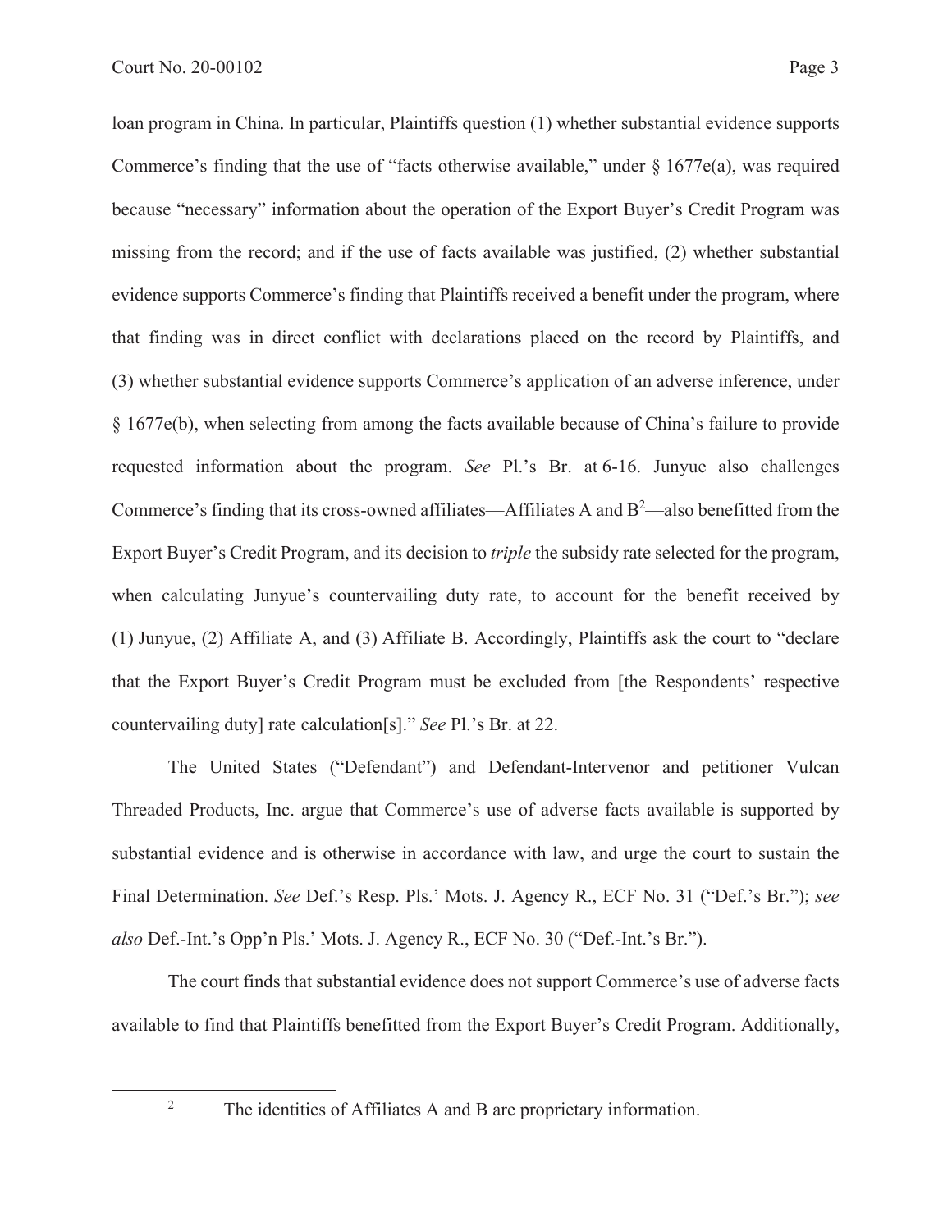loan program in China. In particular, Plaintiffs question (1) whether substantial evidence supports Commerce's finding that the use of "facts otherwise available," under § 1677e(a), was required because "necessary" information about the operation of the Export Buyer's Credit Program was missing from the record; and if the use of facts available was justified, (2) whether substantial evidence supports Commerce's finding that Plaintiffs received a benefit under the program, where that finding was in direct conflict with declarations placed on the record by Plaintiffs, and (3) whether substantial evidence supports Commerce's application of an adverse inference, under § 1677e(b), when selecting from among the facts available because of China's failure to provide requested information about the program. *See* Pl.'s Br. at 6-16. Junyue also challenges Commerce's finding that its cross-owned affiliates—Affiliates A and B[2]—also benefitted from the Export Buyer's Credit Program, and its decision to *triple* the subsidy rate selected for the program, when calculating Junyue's countervailing duty rate, to account for the benefit received by (1) Junyue, (2) Affiliate A, and (3) Affiliate B. Accordingly, Plaintiffs ask the court to "declare that the Export Buyer's Credit Program must be excluded from [the Respondents' respective countervailing duty] rate calculation[s]." *See* Pl.'s Br. at 22.

The United States ("Defendant") and Defendant-Intervenor and petitioner Vulcan Threaded Products, Inc. argue that Commerce's use of adverse facts available is supported by substantial evidence and is otherwise in accordance with law, and urge the court to sustain the Final Determination. *See* Def.'s Resp. Pls.' Mots. J. Agency R., ECF No. 31 ("Def.'s Br."); *see also* Def.-Int.'s Opp'n Pls.' Mots. J. Agency R., ECF No. 30 ("Def.-Int.'s Br.").

The court finds that substantial evidence does not support Commerce's use of adverse facts available to find that Plaintiffs benefitted from the Export Buyer's Credit Program. Additionally,

---

[2] The identities of Affiliates A and B are proprietary information.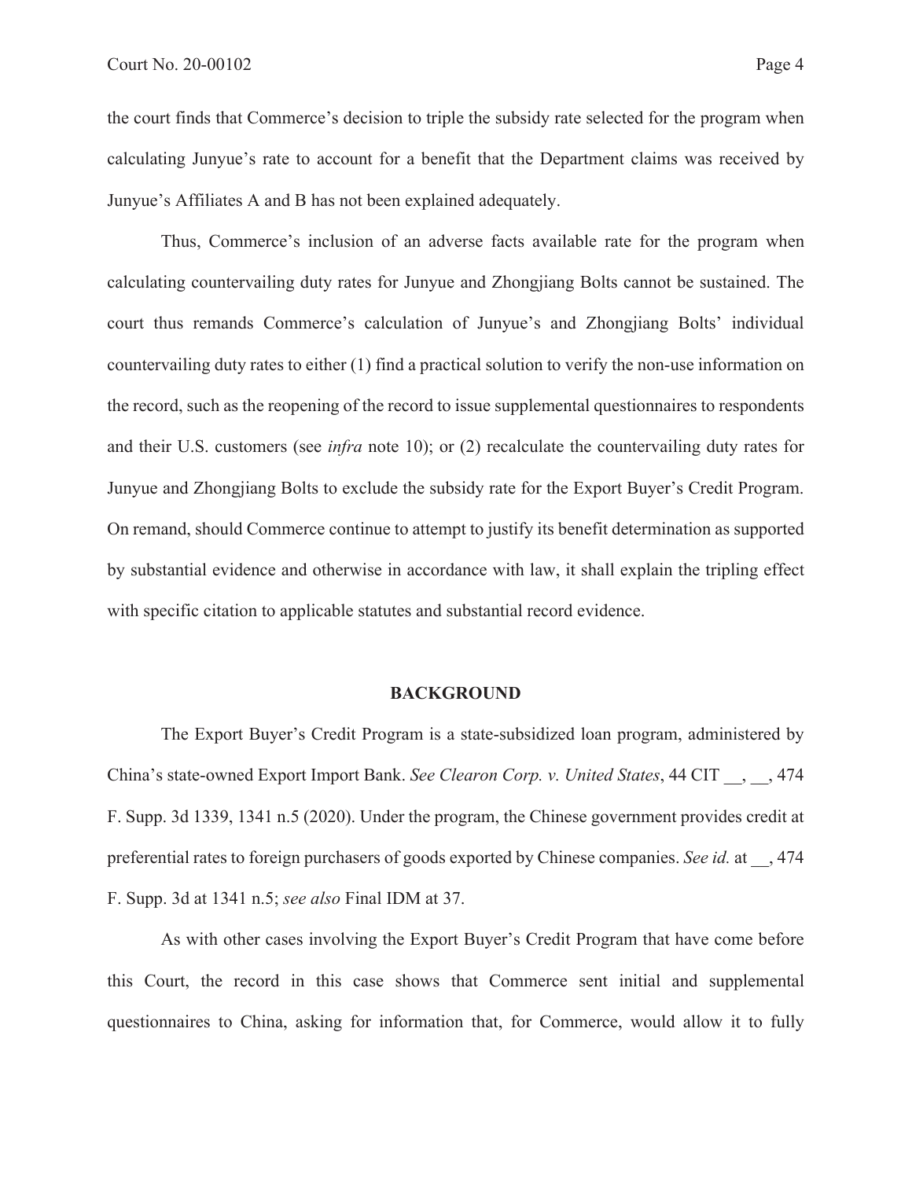the court finds that Commerce's decision to triple the subsidy rate selected for the program when calculating Junyue's rate to account for a benefit that the Department claims was received by Junyue's Affiliates A and B has not been explained adequately.

Thus, Commerce's inclusion of an adverse facts available rate for the program when calculating countervailing duty rates for Junyue and Zhongjiang Bolts cannot be sustained. The court thus remands Commerce's calculation of Junyue's and Zhongjiang Bolts' individual countervailing duty rates to either (1) find a practical solution to verify the non-use information on the record, such as the reopening of the record to issue supplemental questionnaires to respondents and their U.S. customers (see *infra* note 10); or (2) recalculate the countervailing duty rates for Junyue and Zhongjiang Bolts to exclude the subsidy rate for the Export Buyer's Credit Program. On remand, should Commerce continue to attempt to justify its benefit determination as supported by substantial evidence and otherwise in accordance with law, it shall explain the tripling effect with specific citation to applicable statutes and substantial record evidence.

## BACKGROUND

The Export Buyer's Credit Program is a state-subsidized loan program, administered by China's state-owned Export Import Bank. *See Clearon Corp. v. United States*, 44 CIT __, __, 474 F. Supp. 3d 1339, 1341 n.5 (2020). Under the program, the Chinese government provides credit at preferential rates to foreign purchasers of goods exported by Chinese companies. *See id.* at __, 474 F. Supp. 3d at 1341 n.5; *see also* Final IDM at 37.

As with other cases involving the Export Buyer's Credit Program that have come before this Court, the record in this case shows that Commerce sent initial and supplemental questionnaires to China, asking for information that, for Commerce, would allow it to fully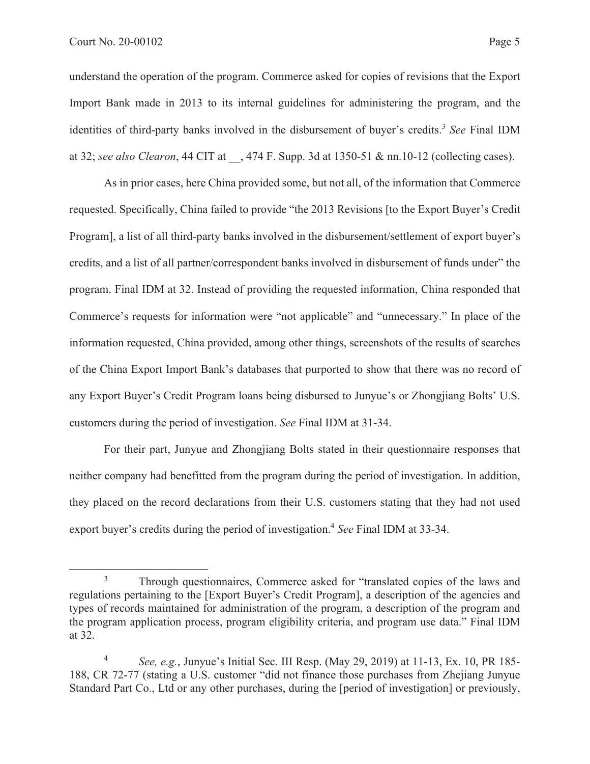understand the operation of the program. Commerce asked for copies of revisions that the Export Import Bank made in 2013 to its internal guidelines for administering the program, and the identities of third-party banks involved in the disbursement of buyer's credits.[3] *See* Final IDM at 32; *see also Clearon*, 44 CIT at __, 474 F. Supp. 3d at 1350-51 & nn.10-12 (collecting cases).

As in prior cases, here China provided some, but not all, of the information that Commerce requested. Specifically, China failed to provide "the 2013 Revisions [to the Export Buyer's Credit Program], a list of all third-party banks involved in the disbursement/settlement of export buyer's credits, and a list of all partner/correspondent banks involved in disbursement of funds under" the program. Final IDM at 32. Instead of providing the requested information, China responded that Commerce's requests for information were "not applicable" and "unnecessary." In place of the information requested, China provided, among other things, screenshots of the results of searches of the China Export Import Bank's databases that purported to show that there was no record of any Export Buyer's Credit Program loans being disbursed to Junyue's or Zhongjiang Bolts' U.S. customers during the period of investigation. *See* Final IDM at 31-34.

For their part, Junyue and Zhongjiang Bolts stated in their questionnaire responses that neither company had benefitted from the program during the period of investigation. In addition, they placed on the record declarations from their U.S. customers stating that they had not used export buyer's credits during the period of investigation.[4] *See* Final IDM at 33-34.

---

[3] Through questionnaires, Commerce asked for "translated copies of the laws and regulations pertaining to the [Export Buyer's Credit Program], a description of the agencies and types of records maintained for administration of the program, a description of the program and the program application process, program eligibility criteria, and program use data." Final IDM at 32.

[4] *See, e.g.*, Junyue's Initial Sec. III Resp. (May 29, 2019) at 11-13, Ex. 10, PR 185-188, CR 72-77 (stating a U.S. customer "did not finance those purchases from Zhejiang Junyue Standard Part Co., Ltd or any other purchases, during the [period of investigation] or previously,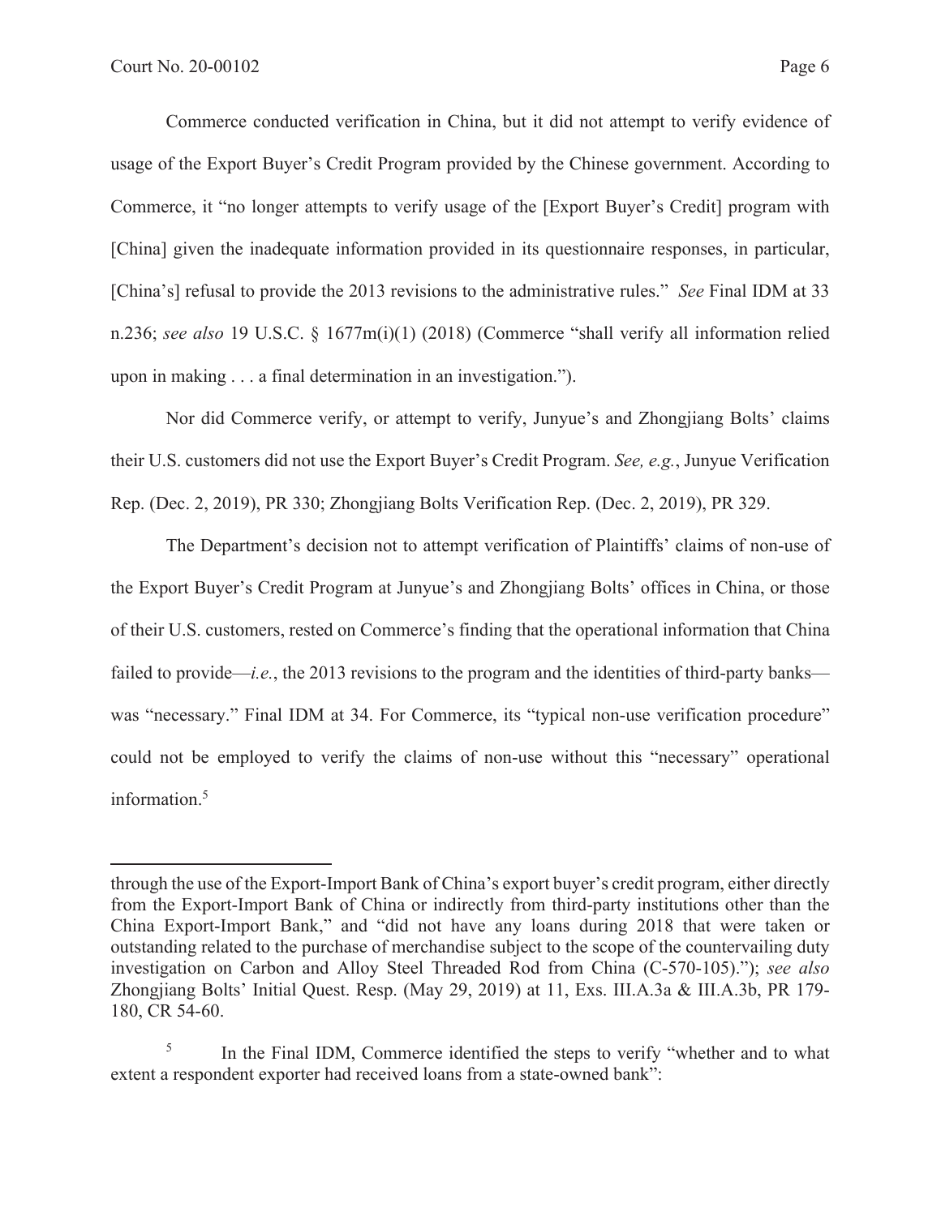Commerce conducted verification in China, but it did not attempt to verify evidence of usage of the Export Buyer's Credit Program provided by the Chinese government. According to Commerce, it "no longer attempts to verify usage of the [Export Buyer's Credit] program with [China] given the inadequate information provided in its questionnaire responses, in particular, [China's] refusal to provide the 2013 revisions to the administrative rules." *See* Final IDM at 33 n.236; *see also* 19 U.S.C. § 1677m(i)(1) (2018) (Commerce "shall verify all information relied upon in making . . . a final determination in an investigation.").

Nor did Commerce verify, or attempt to verify, Junyue's and Zhongjiang Bolts' claims their U.S. customers did not use the Export Buyer's Credit Program. *See, e.g.*, Junyue Verification Rep. (Dec. 2, 2019), PR 330; Zhongjiang Bolts Verification Rep. (Dec. 2, 2019), PR 329.

The Department's decision not to attempt verification of Plaintiffs' claims of non-use of the Export Buyer's Credit Program at Junyue's and Zhongjiang Bolts' offices in China, or those of their U.S. customers, rested on Commerce's finding that the operational information that China failed to provide—*i.e.*, the 2013 revisions to the program and the identities of third-party banks—was "necessary." Final IDM at 34. For Commerce, its "typical non-use verification procedure" could not be employed to verify the claims of non-use without this "necessary" operational information.[5]

---

through the use of the Export-Import Bank of China's export buyer's credit program, either directly from the Export-Import Bank of China or indirectly from third-party institutions other than the China Export-Import Bank," and "did not have any loans during 2018 that were taken or outstanding related to the purchase of merchandise subject to the scope of the countervailing duty investigation on Carbon and Alloy Steel Threaded Rod from China (C-570-105)."); *see also* Zhongjiang Bolts' Initial Quest. Resp. (May 29, 2019) at 11, Exs. III.A.3a & III.A.3b, PR 179-180, CR 54-60.

[5] In the Final IDM, Commerce identified the steps to verify "whether and to what extent a respondent exporter had received loans from a state-owned bank":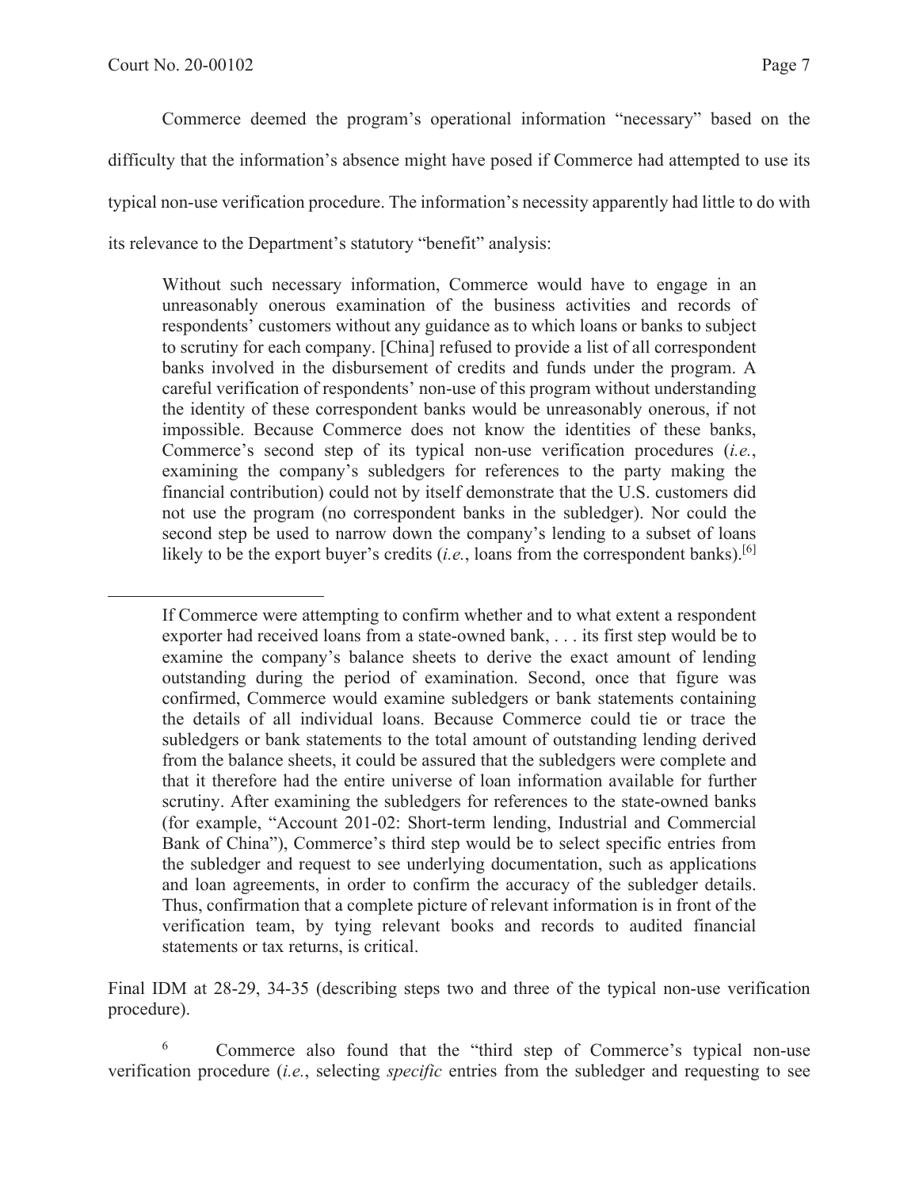Commerce deemed the program's operational information "necessary" based on the difficulty that the information's absence might have posed if Commerce had attempted to use its typical non-use verification procedure. The information's necessity apparently had little to do with its relevance to the Department's statutory "benefit" analysis:

> Without such necessary information, Commerce would have to engage in an unreasonably onerous examination of the business activities and records of respondents' customers without any guidance as to which loans or banks to subject to scrutiny for each company. [China] refused to provide a list of all correspondent banks involved in the disbursement of credits and funds under the program. A careful verification of respondents' non-use of this program without understanding the identity of these correspondent banks would be unreasonably onerous, if not impossible. Because Commerce does not know the identities of these banks, Commerce's second step of its typical non-use verification procedures (*i.e.*, examining the company's subledgers for references to the party making the financial contribution) could not by itself demonstrate that the U.S. customers did not use the program (no correspondent banks in the subledger). Nor could the second step be used to narrow down the company's lending to a subset of loans likely to be the export buyer's credits (*i.e.*, loans from the correspondent banks).[6]
>
> If Commerce were attempting to confirm whether and to what extent a respondent exporter had received loans from a state-owned bank, . . . its first step would be to examine the company's balance sheets to derive the exact amount of lending outstanding during the period of examination. Second, once that figure was confirmed, Commerce would examine subledgers or bank statements containing the details of all individual loans. Because Commerce could tie or trace the subledgers or bank statements to the total amount of outstanding lending derived from the balance sheets, it could be assured that the subledgers were complete and that it therefore had the entire universe of loan information available for further scrutiny. After examining the subledgers for references to the state-owned banks (for example, "Account 201-02: Short-term lending, Industrial and Commercial Bank of China"), Commerce's third step would be to select specific entries from the subledger and request to see underlying documentation, such as applications and loan agreements, in order to confirm the accuracy of the subledger details. Thus, confirmation that a complete picture of relevant information is in front of the verification team, by tying relevant books and records to audited financial statements or tax returns, is critical.

Final IDM at 28-29, 34-35 (describing steps two and three of the typical non-use verification procedure).

---

[6] Commerce also found that the "third step of Commerce's typical non-use verification procedure (*i.e.*, selecting *specific* entries from the subledger and requesting to see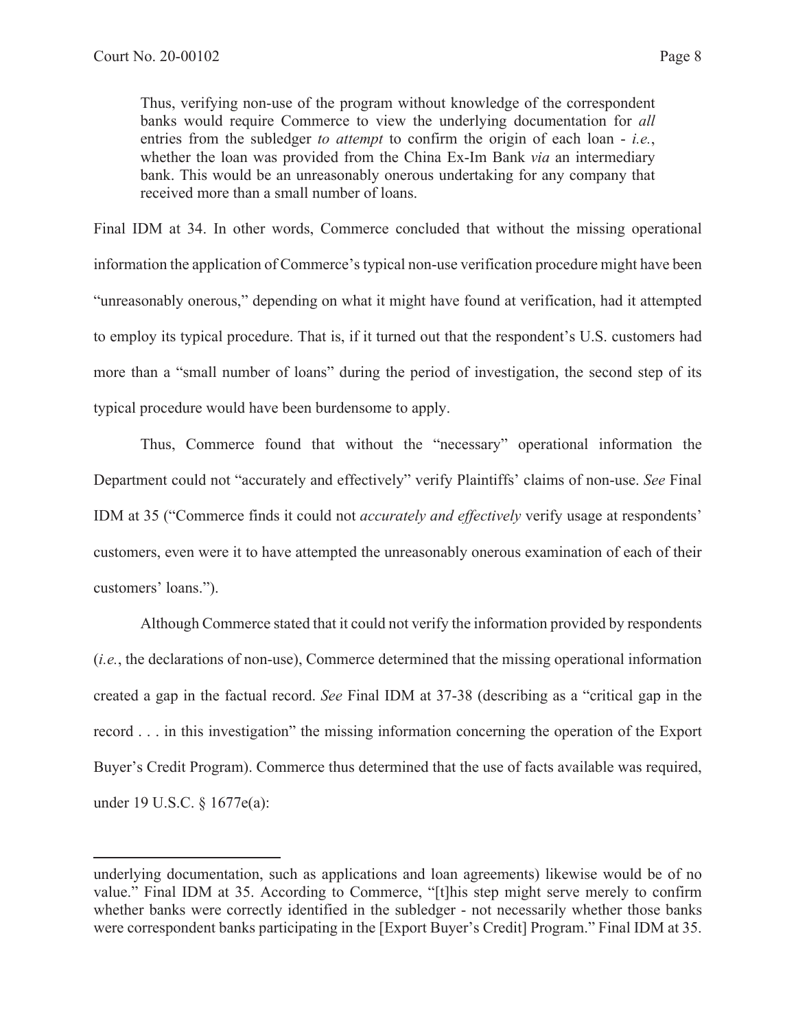> Thus, verifying non-use of the program without knowledge of the correspondent banks would require Commerce to view the underlying documentation for *all* entries from the subledger *to attempt* to confirm the origin of each loan - *i.e.*, whether the loan was provided from the China Ex-Im Bank *via* an intermediary bank. This would be an unreasonably onerous undertaking for any company that received more than a small number of loans.

Final IDM at 34. In other words, Commerce concluded that without the missing operational information the application of Commerce's typical non-use verification procedure might have been "unreasonably onerous," depending on what it might have found at verification, had it attempted to employ its typical procedure. That is, if it turned out that the respondent's U.S. customers had more than a "small number of loans" during the period of investigation, the second step of its typical procedure would have been burdensome to apply.

Thus, Commerce found that without the "necessary" operational information the Department could not "accurately and effectively" verify Plaintiffs' claims of non-use. *See* Final IDM at 35 ("Commerce finds it could not *accurately and effectively* verify usage at respondents' customers, even were it to have attempted the unreasonably onerous examination of each of their customers' loans.").

Although Commerce stated that it could not verify the information provided by respondents (*i.e.*, the declarations of non-use), Commerce determined that the missing operational information created a gap in the factual record. *See* Final IDM at 37-38 (describing as a "critical gap in the record . . . in this investigation" the missing information concerning the operation of the Export Buyer's Credit Program). Commerce thus determined that the use of facts available was required, under 19 U.S.C. § 1677e(a):

---

underlying documentation, such as applications and loan agreements) likewise would be of no value." Final IDM at 35. According to Commerce, "[t]his step might serve merely to confirm whether banks were correctly identified in the subledger - not necessarily whether those banks were correspondent banks participating in the [Export Buyer's Credit] Program." Final IDM at 35.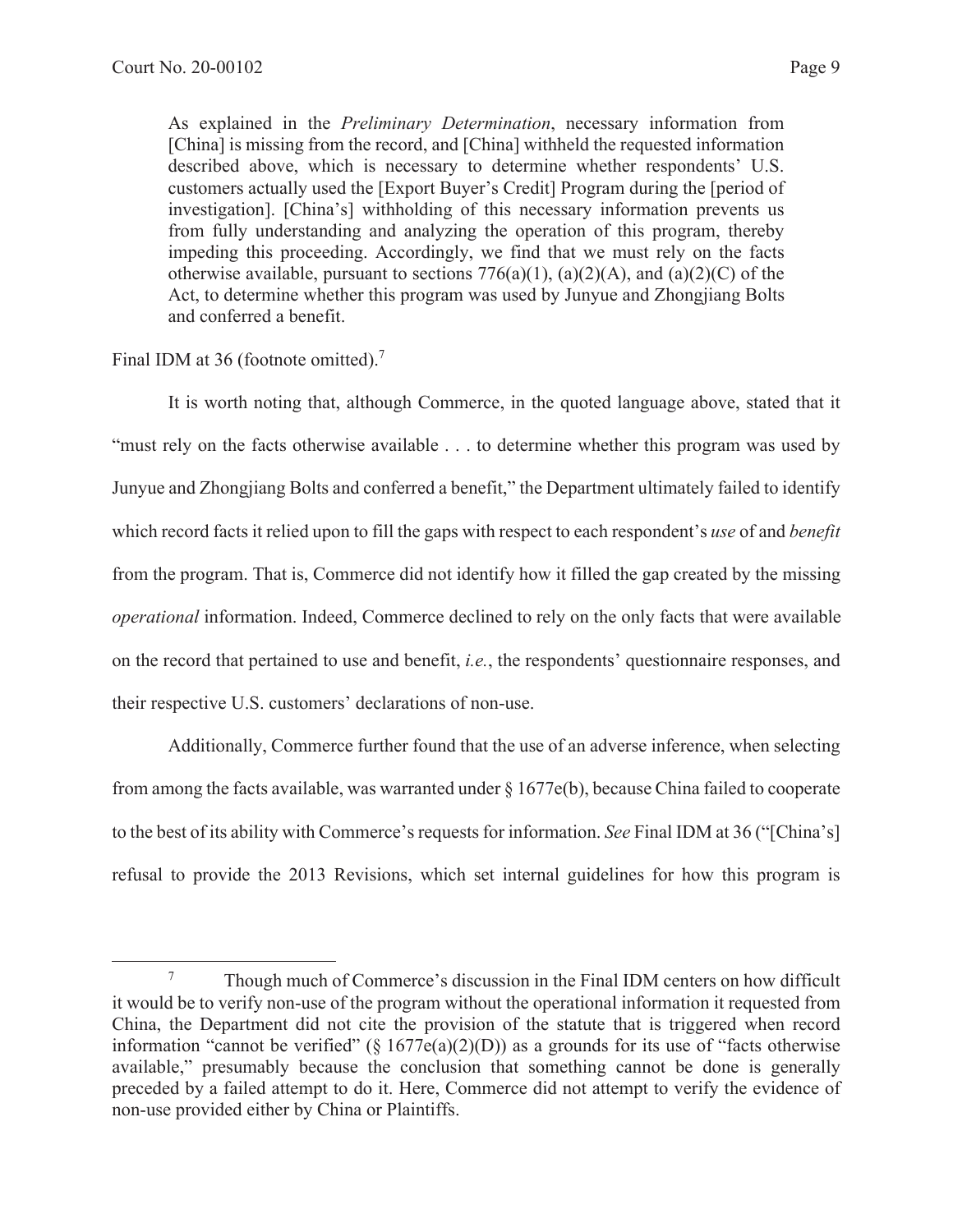> As explained in the *Preliminary Determination*, necessary information from [China] is missing from the record, and [China] withheld the requested information described above, which is necessary to determine whether respondents' U.S. customers actually used the [Export Buyer's Credit] Program during the [period of investigation]. [China's] withholding of this necessary information prevents us from fully understanding and analyzing the operation of this program, thereby impeding this proceeding. Accordingly, we find that we must rely on the facts otherwise available, pursuant to sections 776(a)(1), (a)(2)(A), and (a)(2)(C) of the Act, to determine whether this program was used by Junyue and Zhongjiang Bolts and conferred a benefit.

Final IDM at 36 (footnote omitted).[7]

It is worth noting that, although Commerce, in the quoted language above, stated that it "must rely on the facts otherwise available . . . to determine whether this program was used by Junyue and Zhongjiang Bolts and conferred a benefit," the Department ultimately failed to identify which record facts it relied upon to fill the gaps with respect to each respondent's *use* of and *benefit* from the program. That is, Commerce did not identify how it filled the gap created by the missing *operational* information. Indeed, Commerce declined to rely on the only facts that were available on the record that pertained to use and benefit, *i.e.*, the respondents' questionnaire responses, and their respective U.S. customers' declarations of non-use.

Additionally, Commerce further found that the use of an adverse inference, when selecting from among the facts available, was warranted under § 1677e(b), because China failed to cooperate to the best of its ability with Commerce's requests for information. *See* Final IDM at 36 ("[China's] refusal to provide the 2013 Revisions, which set internal guidelines for how this program is

---

[7] Though much of Commerce's discussion in the Final IDM centers on how difficult it would be to verify non-use of the program without the operational information it requested from China, the Department did not cite the provision of the statute that is triggered when record information "cannot be verified" (§ 1677e(a)(2)(D)) as a grounds for its use of "facts otherwise available," presumably because the conclusion that something cannot be done is generally preceded by a failed attempt to do it. Here, Commerce did not attempt to verify the evidence of non-use provided either by China or Plaintiffs.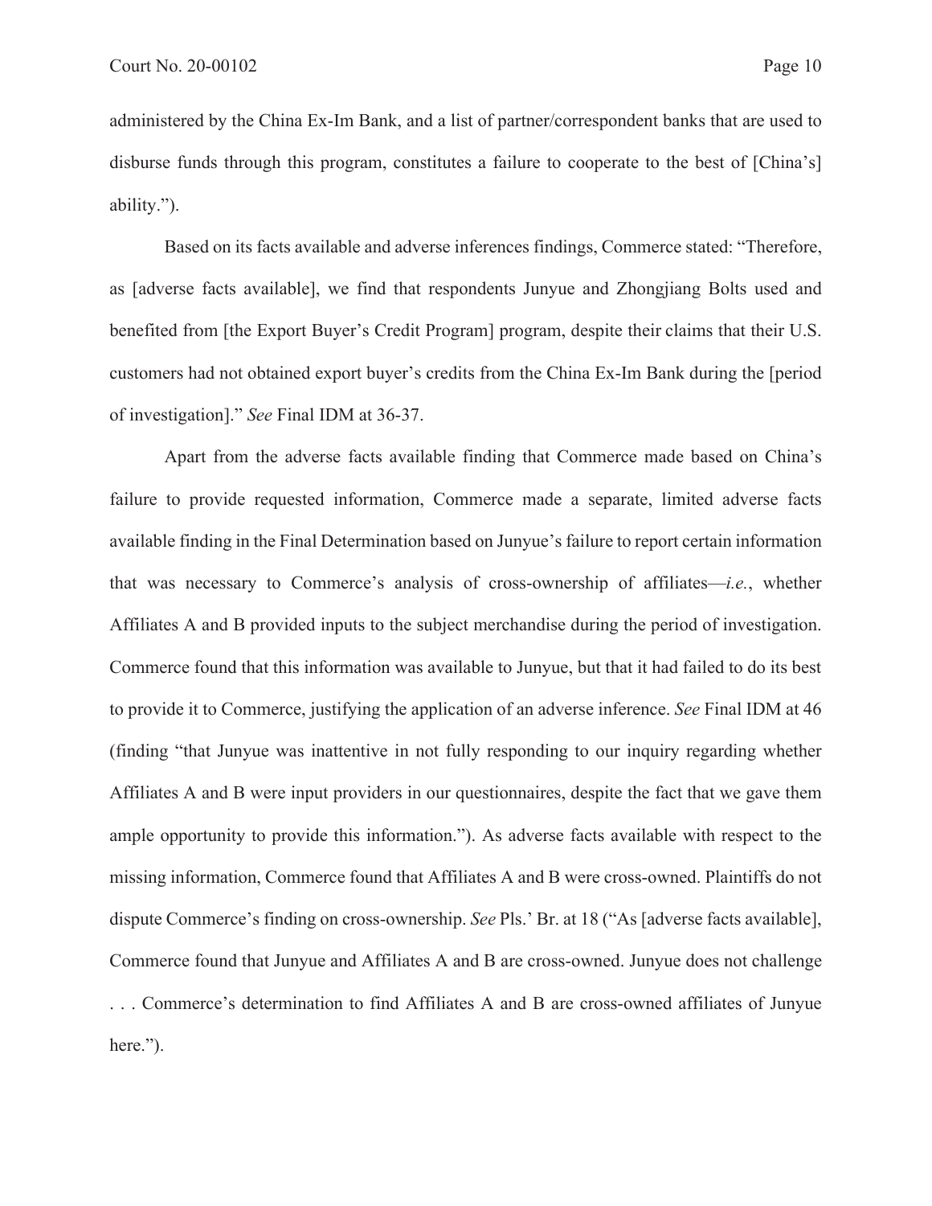administered by the China Ex-Im Bank, and a list of partner/correspondent banks that are used to disburse funds through this program, constitutes a failure to cooperate to the best of [China's] ability.").

Based on its facts available and adverse inferences findings, Commerce stated: "Therefore, as [adverse facts available], we find that respondents Junyue and Zhongjiang Bolts used and benefited from [the Export Buyer's Credit Program] program, despite their claims that their U.S. customers had not obtained export buyer's credits from the China Ex-Im Bank during the [period of investigation]." *See* Final IDM at 36-37.

Apart from the adverse facts available finding that Commerce made based on China's failure to provide requested information, Commerce made a separate, limited adverse facts available finding in the Final Determination based on Junyue's failure to report certain information that was necessary to Commerce's analysis of cross-ownership of affiliates—*i.e.*, whether Affiliates A and B provided inputs to the subject merchandise during the period of investigation. Commerce found that this information was available to Junyue, but that it had failed to do its best to provide it to Commerce, justifying the application of an adverse inference. *See* Final IDM at 46 (finding "that Junyue was inattentive in not fully responding to our inquiry regarding whether Affiliates A and B were input providers in our questionnaires, despite the fact that we gave them ample opportunity to provide this information."). As adverse facts available with respect to the missing information, Commerce found that Affiliates A and B were cross-owned. Plaintiffs do not dispute Commerce's finding on cross-ownership. *See* Pls.' Br. at 18 ("As [adverse facts available], Commerce found that Junyue and Affiliates A and B are cross-owned. Junyue does not challenge . . . Commerce's determination to find Affiliates A and B are cross-owned affiliates of Junyue here.").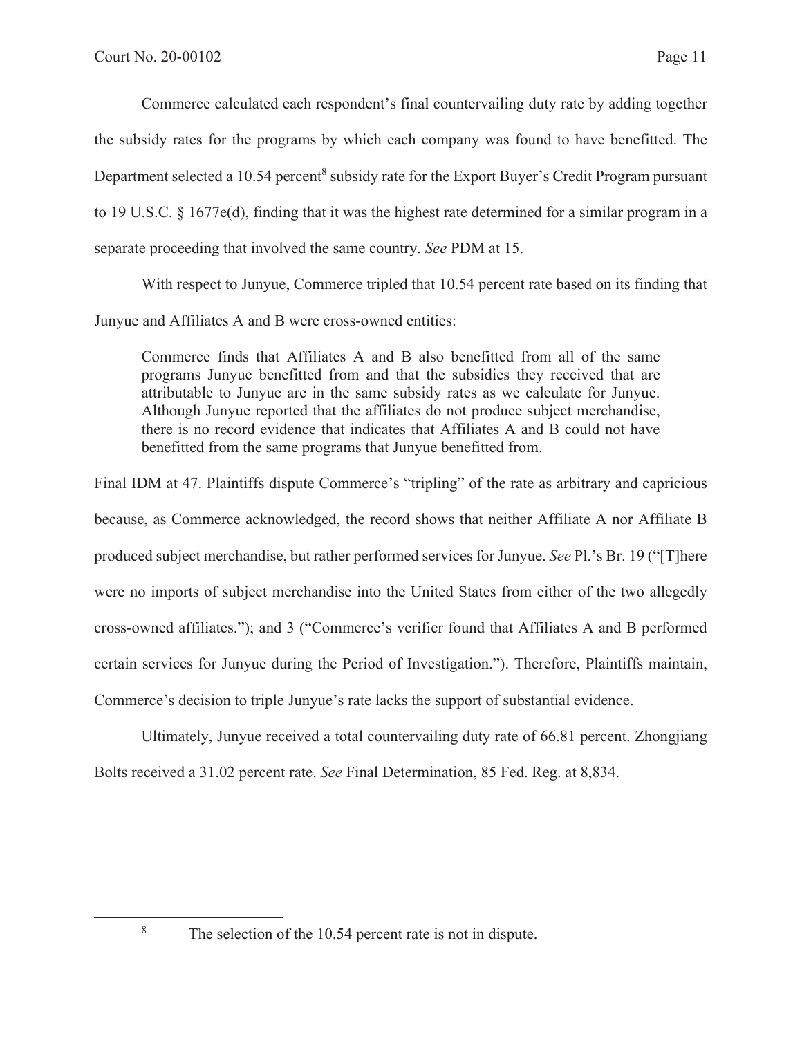Commerce calculated each respondent's final countervailing duty rate by adding together the subsidy rates for the programs by which each company was found to have benefitted. The Department selected a 10.54 percent[8] subsidy rate for the Export Buyer's Credit Program pursuant to 19 U.S.C. § 1677e(d), finding that it was the highest rate determined for a similar program in a separate proceeding that involved the same country. *See* PDM at 15.

With respect to Junyue, Commerce tripled that 10.54 percent rate based on its finding that Junyue and Affiliates A and B were cross-owned entities:

> Commerce finds that Affiliates A and B also benefitted from all of the same programs Junyue benefitted from and that the subsidies they received that are attributable to Junyue are in the same subsidy rates as we calculate for Junyue. Although Junyue reported that the affiliates do not produce subject merchandise, there is no record evidence that indicates that Affiliates A and B could not have benefitted from the same programs that Junyue benefitted from.

Final IDM at 47. Plaintiffs dispute Commerce's "tripling" of the rate as arbitrary and capricious because, as Commerce acknowledged, the record shows that neither Affiliate A nor Affiliate B produced subject merchandise, but rather performed services for Junyue. *See* Pl.'s Br. 19 ("[T]here were no imports of subject merchandise into the United States from either of the two allegedly cross-owned affiliates."); and 3 ("Commerce's verifier found that Affiliates A and B performed certain services for Junyue during the Period of Investigation."). Therefore, Plaintiffs maintain, Commerce's decision to triple Junyue's rate lacks the support of substantial evidence.

Ultimately, Junyue received a total countervailing duty rate of 66.81 percent. Zhongjiang Bolts received a 31.02 percent rate. *See* Final Determination, 85 Fed. Reg. at 8,834.

---

[8] The selection of the 10.54 percent rate is not in dispute.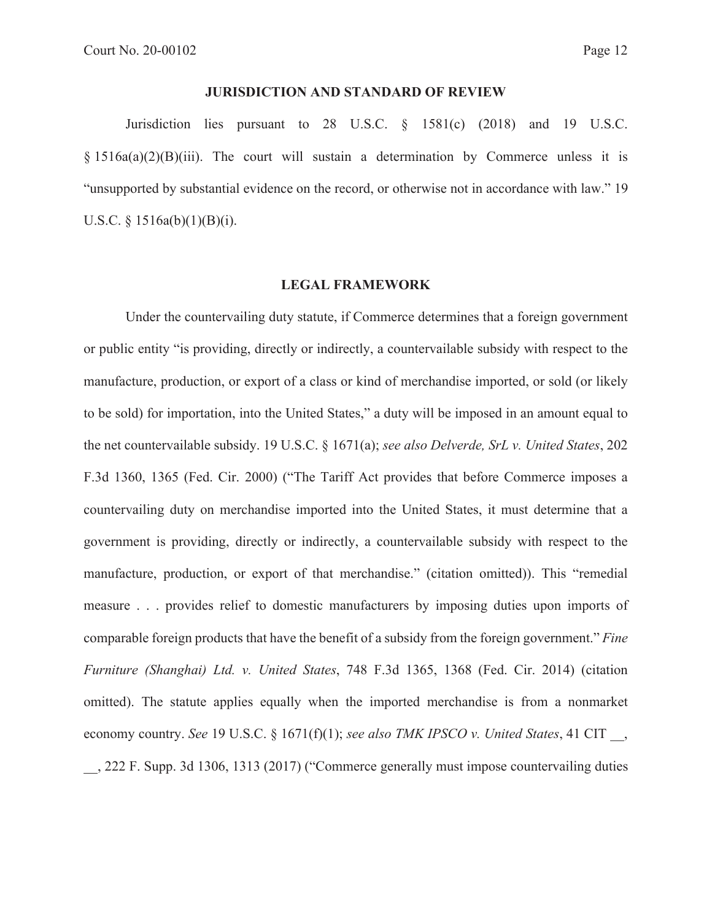## JURISDICTION AND STANDARD OF REVIEW

Jurisdiction lies pursuant to 28 U.S.C. § 1581(c) (2018) and 19 U.S.C. § 1516a(a)(2)(B)(iii). The court will sustain a determination by Commerce unless it is "unsupported by substantial evidence on the record, or otherwise not in accordance with law." 19 U.S.C. § 1516a(b)(1)(B)(i).

## LEGAL FRAMEWORK

Under the countervailing duty statute, if Commerce determines that a foreign government or public entity "is providing, directly or indirectly, a countervailable subsidy with respect to the manufacture, production, or export of a class or kind of merchandise imported, or sold (or likely to be sold) for importation, into the United States," a duty will be imposed in an amount equal to the net countervailable subsidy. 19 U.S.C. § 1671(a); *see also Delverde, SrL v. United States*, 202 F.3d 1360, 1365 (Fed. Cir. 2000) ("The Tariff Act provides that before Commerce imposes a countervailing duty on merchandise imported into the United States, it must determine that a government is providing, directly or indirectly, a countervailable subsidy with respect to the manufacture, production, or export of that merchandise." (citation omitted)). This "remedial measure . . . provides relief to domestic manufacturers by imposing duties upon imports of comparable foreign products that have the benefit of a subsidy from the foreign government." *Fine Furniture (Shanghai) Ltd. v. United States*, 748 F.3d 1365, 1368 (Fed. Cir. 2014) (citation omitted). The statute applies equally when the imported merchandise is from a nonmarket economy country. *See* 19 U.S.C. § 1671(f)(1); *see also TMK IPSCO v. United States*, 41 CIT __, __, 222 F. Supp. 3d 1306, 1313 (2017) ("Commerce generally must impose countervailing duties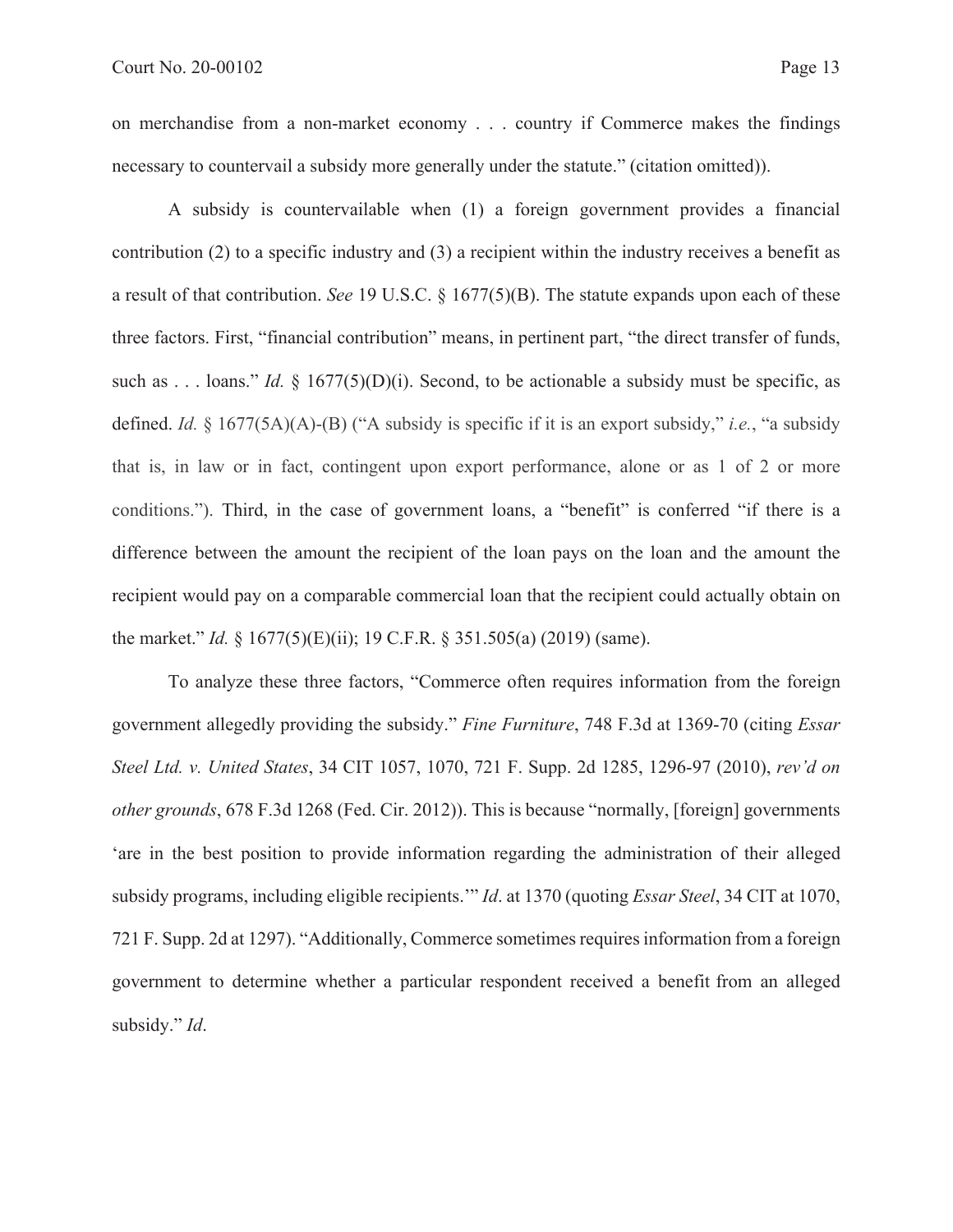on merchandise from a non-market economy . . . country if Commerce makes the findings necessary to countervail a subsidy more generally under the statute." (citation omitted)).

A subsidy is countervailable when (1) a foreign government provides a financial contribution (2) to a specific industry and (3) a recipient within the industry receives a benefit as a result of that contribution. *See* 19 U.S.C. § 1677(5)(B). The statute expands upon each of these three factors. First, "financial contribution" means, in pertinent part, "the direct transfer of funds, such as . . . loans." *Id.* § 1677(5)(D)(i). Second, to be actionable a subsidy must be specific, as defined. *Id.* § 1677(5A)(A)-(B) ("A subsidy is specific if it is an export subsidy," *i.e.*, "a subsidy that is, in law or in fact, contingent upon export performance, alone or as 1 of 2 or more conditions."). Third, in the case of government loans, a "benefit" is conferred "if there is a difference between the amount the recipient of the loan pays on the loan and the amount the recipient would pay on a comparable commercial loan that the recipient could actually obtain on the market." *Id.* § 1677(5)(E)(ii); 19 C.F.R. § 351.505(a) (2019) (same).

To analyze these three factors, "Commerce often requires information from the foreign government allegedly providing the subsidy." *Fine Furniture*, 748 F.3d at 1369-70 (citing *Essar Steel Ltd. v. United States*, 34 CIT 1057, 1070, 721 F. Supp. 2d 1285, 1296-97 (2010), *rev'd on other grounds*, 678 F.3d 1268 (Fed. Cir. 2012)). This is because "normally, [foreign] governments 'are in the best position to provide information regarding the administration of their alleged subsidy programs, including eligible recipients.'" *Id*. at 1370 (quoting *Essar Steel*, 34 CIT at 1070, 721 F. Supp. 2d at 1297). "Additionally, Commerce sometimes requires information from a foreign government to determine whether a particular respondent received a benefit from an alleged subsidy." *Id*.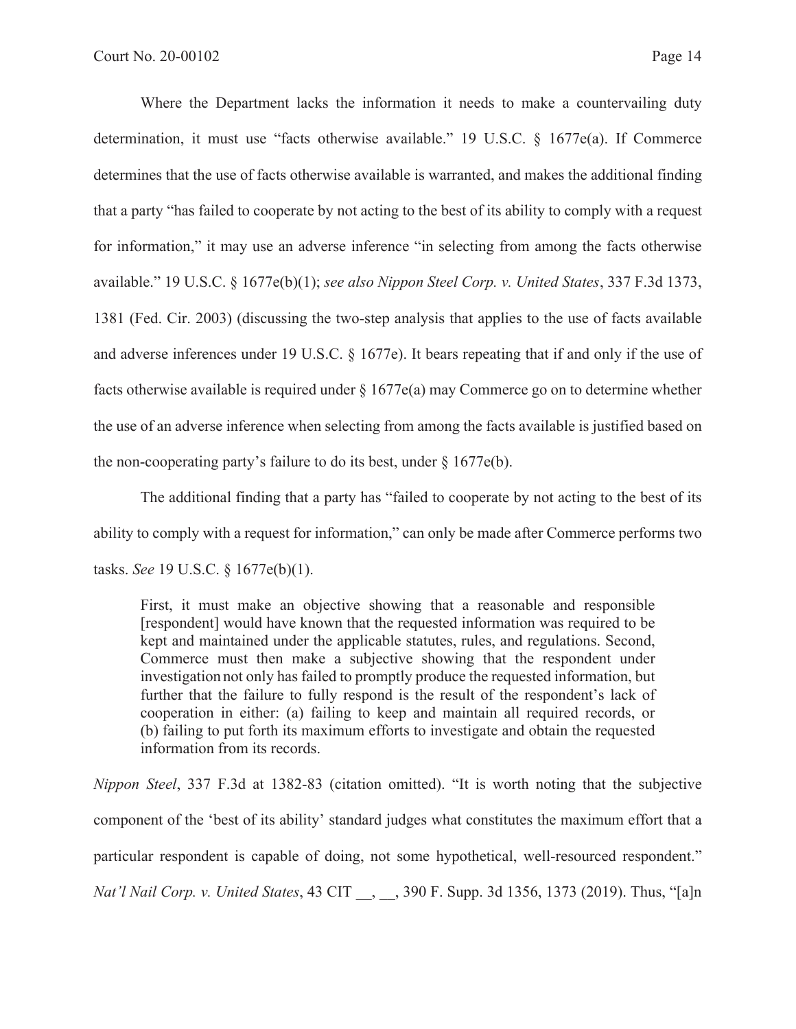Where the Department lacks the information it needs to make a countervailing duty determination, it must use "facts otherwise available." 19 U.S.C. § 1677e(a). If Commerce determines that the use of facts otherwise available is warranted, and makes the additional finding that a party "has failed to cooperate by not acting to the best of its ability to comply with a request for information," it may use an adverse inference "in selecting from among the facts otherwise available." 19 U.S.C. § 1677e(b)(1); *see also Nippon Steel Corp. v. United States*, 337 F.3d 1373, 1381 (Fed. Cir. 2003) (discussing the two-step analysis that applies to the use of facts available and adverse inferences under 19 U.S.C. § 1677e). It bears repeating that if and only if the use of facts otherwise available is required under § 1677e(a) may Commerce go on to determine whether the use of an adverse inference when selecting from among the facts available is justified based on the non-cooperating party's failure to do its best, under § 1677e(b).

The additional finding that a party has "failed to cooperate by not acting to the best of its ability to comply with a request for information," can only be made after Commerce performs two tasks. *See* 19 U.S.C. § 1677e(b)(1).

> First, it must make an objective showing that a reasonable and responsible [respondent] would have known that the requested information was required to be kept and maintained under the applicable statutes, rules, and regulations. Second, Commerce must then make a subjective showing that the respondent under investigation not only has failed to promptly produce the requested information, but further that the failure to fully respond is the result of the respondent's lack of cooperation in either: (a) failing to keep and maintain all required records, or (b) failing to put forth its maximum efforts to investigate and obtain the requested information from its records.

*Nippon Steel*, 337 F.3d at 1382-83 (citation omitted). "It is worth noting that the subjective component of the 'best of its ability' standard judges what constitutes the maximum effort that a particular respondent is capable of doing, not some hypothetical, well-resourced respondent." *Nat'l Nail Corp. v. United States*, 43 CIT __, __, 390 F. Supp. 3d 1356, 1373 (2019). Thus, "[a]n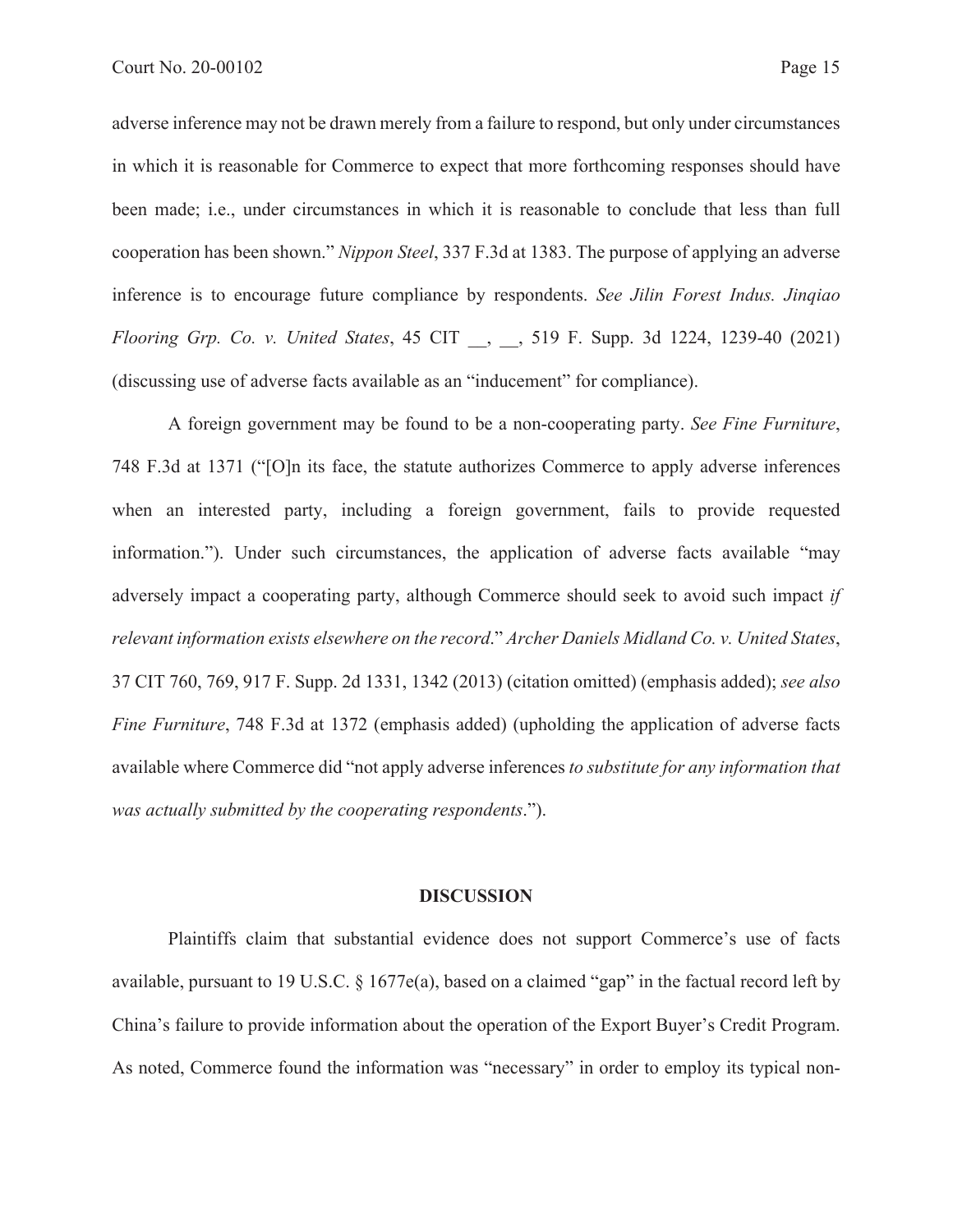adverse inference may not be drawn merely from a failure to respond, but only under circumstances in which it is reasonable for Commerce to expect that more forthcoming responses should have been made; i.e., under circumstances in which it is reasonable to conclude that less than full cooperation has been shown." *Nippon Steel*, 337 F.3d at 1383. The purpose of applying an adverse inference is to encourage future compliance by respondents. *See Jilin Forest Indus. Jinqiao Flooring Grp. Co. v. United States*, 45 CIT __, __, 519 F. Supp. 3d 1224, 1239-40 (2021) (discussing use of adverse facts available as an "inducement" for compliance).

A foreign government may be found to be a non-cooperating party. *See Fine Furniture*, 748 F.3d at 1371 ("[O]n its face, the statute authorizes Commerce to apply adverse inferences when an interested party, including a foreign government, fails to provide requested information."). Under such circumstances, the application of adverse facts available "may adversely impact a cooperating party, although Commerce should seek to avoid such impact *if relevant information exists elsewhere on the record*." *Archer Daniels Midland Co. v. United States*, 37 CIT 760, 769, 917 F. Supp. 2d 1331, 1342 (2013) (citation omitted) (emphasis added); *see also Fine Furniture*, 748 F.3d at 1372 (emphasis added) (upholding the application of adverse facts available where Commerce did "not apply adverse inferences *to substitute for any information that was actually submitted by the cooperating respondents*.").

## DISCUSSION

Plaintiffs claim that substantial evidence does not support Commerce's use of facts available, pursuant to 19 U.S.C. § 1677e(a), based on a claimed "gap" in the factual record left by China's failure to provide information about the operation of the Export Buyer's Credit Program. As noted, Commerce found the information was "necessary" in order to employ its typical non-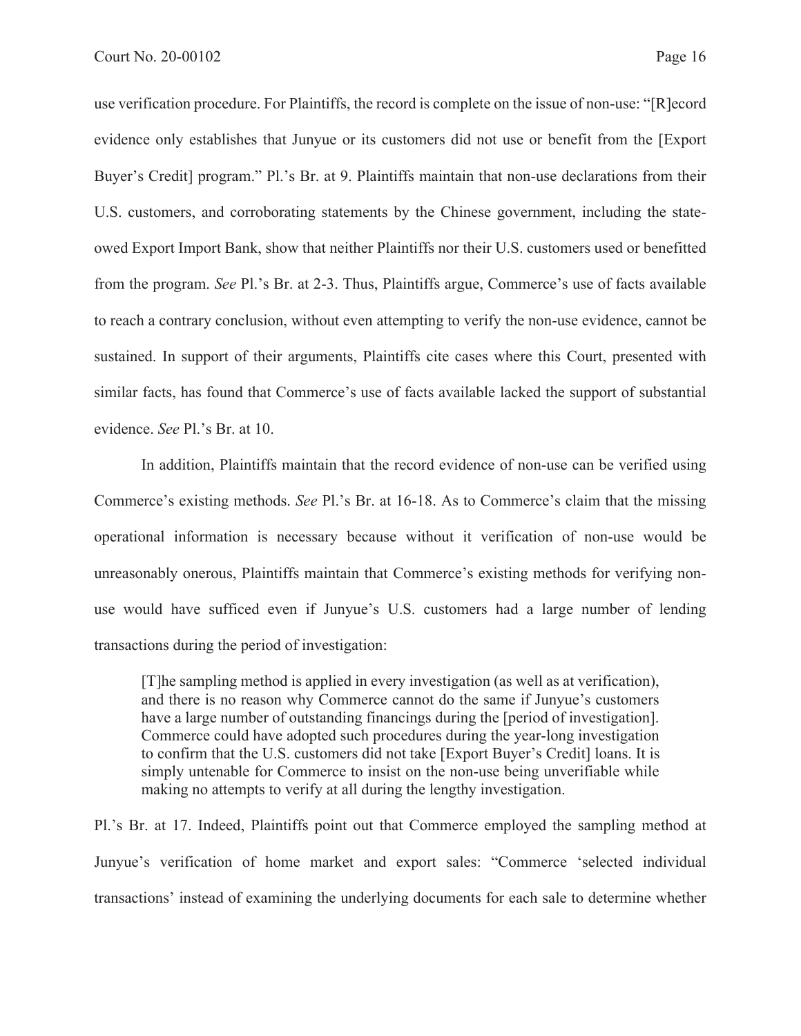use verification procedure. For Plaintiffs, the record is complete on the issue of non-use: "[R]ecord evidence only establishes that Junyue or its customers did not use or benefit from the [Export Buyer's Credit] program." Pl.'s Br. at 9. Plaintiffs maintain that non-use declarations from their U.S. customers, and corroborating statements by the Chinese government, including the state-owned Export Import Bank, show that neither Plaintiffs nor their U.S. customers used or benefitted from the program. *See* Pl.'s Br. at 2-3. Thus, Plaintiffs argue, Commerce's use of facts available to reach a contrary conclusion, without even attempting to verify the non-use evidence, cannot be sustained. In support of their arguments, Plaintiffs cite cases where this Court, presented with similar facts, has found that Commerce's use of facts available lacked the support of substantial evidence. *See* Pl.'s Br. at 10.

In addition, Plaintiffs maintain that the record evidence of non-use can be verified using Commerce's existing methods. *See* Pl.'s Br. at 16-18. As to Commerce's claim that the missing operational information is necessary because without it verification of non-use would be unreasonably onerous, Plaintiffs maintain that Commerce's existing methods for verifying non-use would have sufficed even if Junyue's U.S. customers had a large number of lending transactions during the period of investigation:

> [T]he sampling method is applied in every investigation (as well as at verification), and there is no reason why Commerce cannot do the same if Junyue's customers have a large number of outstanding financings during the [period of investigation]. Commerce could have adopted such procedures during the year-long investigation to confirm that the U.S. customers did not take [Export Buyer's Credit] loans. It is simply untenable for Commerce to insist on the non-use being unverifiable while making no attempts to verify at all during the lengthy investigation.

Pl.'s Br. at 17. Indeed, Plaintiffs point out that Commerce employed the sampling method at Junyue's verification of home market and export sales: "Commerce 'selected individual transactions' instead of examining the underlying documents for each sale to determine whether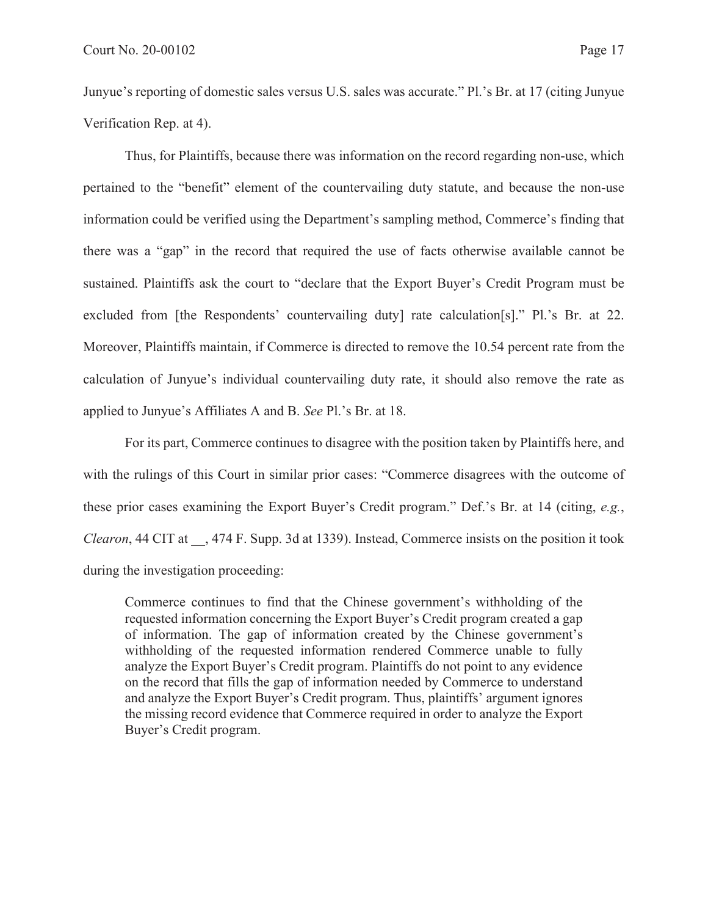Junyue's reporting of domestic sales versus U.S. sales was accurate." Pl.'s Br. at 17 (citing Junyue Verification Rep. at 4).

Thus, for Plaintiffs, because there was information on the record regarding non-use, which pertained to the "benefit" element of the countervailing duty statute, and because the non-use information could be verified using the Department's sampling method, Commerce's finding that there was a "gap" in the record that required the use of facts otherwise available cannot be sustained. Plaintiffs ask the court to "declare that the Export Buyer's Credit Program must be excluded from [the Respondents' countervailing duty] rate calculation[s]." Pl.'s Br. at 22. Moreover, Plaintiffs maintain, if Commerce is directed to remove the 10.54 percent rate from the calculation of Junyue's individual countervailing duty rate, it should also remove the rate as applied to Junyue's Affiliates A and B. *See* Pl.'s Br. at 18.

For its part, Commerce continues to disagree with the position taken by Plaintiffs here, and with the rulings of this Court in similar prior cases: "Commerce disagrees with the outcome of these prior cases examining the Export Buyer's Credit program." Def.'s Br. at 14 (citing, *e.g.*, *Clearon*, 44 CIT at __, 474 F. Supp. 3d at 1339). Instead, Commerce insists on the position it took during the investigation proceeding:

> Commerce continues to find that the Chinese government's withholding of the requested information concerning the Export Buyer's Credit program created a gap of information. The gap of information created by the Chinese government's withholding of the requested information rendered Commerce unable to fully analyze the Export Buyer's Credit program. Plaintiffs do not point to any evidence on the record that fills the gap of information needed by Commerce to understand and analyze the Export Buyer's Credit program. Thus, plaintiffs' argument ignores the missing record evidence that Commerce required in order to analyze the Export Buyer's Credit program.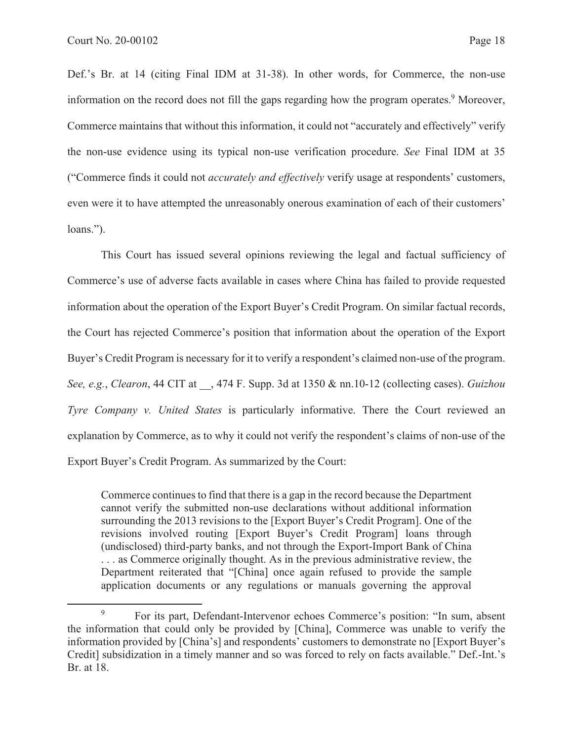Def.'s Br. at 14 (citing Final IDM at 31-38). In other words, for Commerce, the non-use information on the record does not fill the gaps regarding how the program operates.[9] Moreover, Commerce maintains that without this information, it could not "accurately and effectively" verify the non-use evidence using its typical non-use verification procedure. *See* Final IDM at 35 ("Commerce finds it could not *accurately and effectively* verify usage at respondents' customers, even were it to have attempted the unreasonably onerous examination of each of their customers' loans.").

This Court has issued several opinions reviewing the legal and factual sufficiency of Commerce's use of adverse facts available in cases where China has failed to provide requested information about the operation of the Export Buyer's Credit Program. On similar factual records, the Court has rejected Commerce's position that information about the operation of the Export Buyer's Credit Program is necessary for it to verify a respondent's claimed non-use of the program. *See, e.g.*, *Clearon*, 44 CIT at __, 474 F. Supp. 3d at 1350 & nn.10-12 (collecting cases). *Guizhou Tyre Company v. United States* is particularly informative. There the Court reviewed an explanation by Commerce, as to why it could not verify the respondent's claims of non-use of the Export Buyer's Credit Program. As summarized by the Court:

> Commerce continues to find that there is a gap in the record because the Department cannot verify the submitted non-use declarations without additional information surrounding the 2013 revisions to the [Export Buyer's Credit Program]. One of the revisions involved routing [Export Buyer's Credit Program] loans through (undisclosed) third-party banks, and not through the Export-Import Bank of China . . . as Commerce originally thought. As in the previous administrative review, the Department reiterated that "[China] once again refused to provide the sample application documents or any regulations or manuals governing the approval

[9] For its part, Defendant-Intervenor echoes Commerce's position: "In sum, absent the information that could only be provided by [China], Commerce was unable to verify the information provided by [China's] and respondents' customers to demonstrate no [Export Buyer's Credit] subsidization in a timely manner and so was forced to rely on facts available." Def.-Int.'s Br. at 18.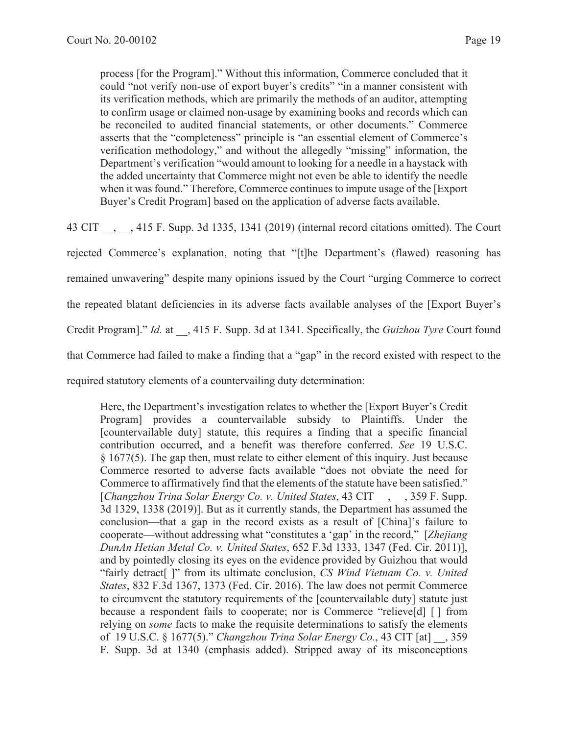> process [for the Program]." Without this information, Commerce concluded that it could "not verify non-use of export buyer's credits" "in a manner consistent with its verification methods, which are primarily the methods of an auditor, attempting to confirm usage or claimed non-usage by examining books and records which can be reconciled to audited financial statements, or other documents." Commerce asserts that the "completeness" principle is "an essential element of Commerce's verification methodology," and without the allegedly "missing" information, the Department's verification "would amount to looking for a needle in a haystack with the added uncertainty that Commerce might not even be able to identify the needle when it was found." Therefore, Commerce continues to impute usage of the [Export Buyer's Credit Program] based on the application of adverse facts available.

43 CIT __, __, 415 F. Supp. 3d 1335, 1341 (2019) (internal record citations omitted). The Court rejected Commerce's explanation, noting that "[t]he Department's (flawed) reasoning has remained unwavering" despite many opinions issued by the Court "urging Commerce to correct the repeated blatant deficiencies in its adverse facts available analyses of the [Export Buyer's Credit Program]." *Id.* at __, 415 F. Supp. 3d at 1341. Specifically, the *Guizhou Tyre* Court found that Commerce had failed to make a finding that a "gap" in the record existed with respect to the required statutory elements of a countervailing duty determination:

> Here, the Department's investigation relates to whether the [Export Buyer's Credit Program] provides a countervailable subsidy to Plaintiffs. Under the [countervailable duty] statute, this requires a finding that a specific financial contribution occurred, and a benefit was therefore conferred. *See* 19 U.S.C. § 1677(5). The gap then, must relate to either element of this inquiry. Just because Commerce resorted to adverse facts available "does not obviate the need for Commerce to affirmatively find that the elements of the statute have been satisfied." [*Changzhou Trina Solar Energy Co. v. United States*, 43 CIT __, __, 359 F. Supp. 3d 1329, 1338 (2019)]. But as it currently stands, the Department has assumed the conclusion—that a gap in the record exists as a result of [China]'s failure to cooperate—without addressing what "constitutes a 'gap' in the record," [*Zhejiang DunAn Hetian Metal Co. v. United States*, 652 F.3d 1333, 1347 (Fed. Cir. 2011)], and by pointedly closing its eyes on the evidence provided by Guizhou that would "fairly detract[ ]" from its ultimate conclusion, *CS Wind Vietnam Co. v. United States*, 832 F.3d 1367, 1373 (Fed. Cir. 2016). The law does not permit Commerce to circumvent the statutory requirements of the [countervailable duty] statute just because a respondent fails to cooperate; nor is Commerce "relieve[d] [ ] from relying on *some* facts to make the requisite determinations to satisfy the elements of 19 U.S.C. § 1677(5)." *Changzhou Trina Solar Energy Co.*, 43 CIT [at] __, 359 F. Supp. 3d at 1340 (emphasis added). Stripped away of its misconceptions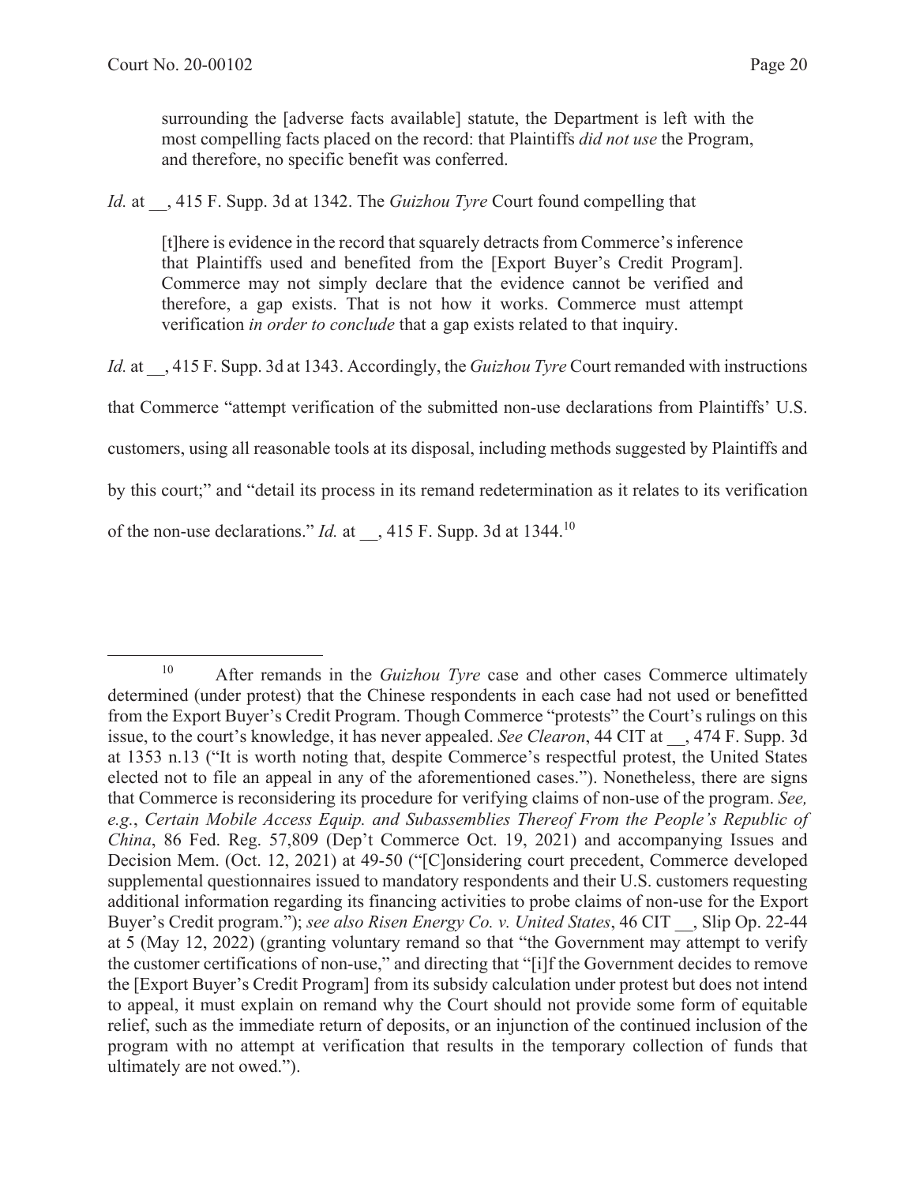> surrounding the [adverse facts available] statute, the Department is left with the most compelling facts placed on the record: that Plaintiffs *did not use* the Program, and therefore, no specific benefit was conferred.

*Id.* at __, 415 F. Supp. 3d at 1342. The *Guizhou Tyre* Court found compelling that

> [t]here is evidence in the record that squarely detracts from Commerce's inference that Plaintiffs used and benefited from the [Export Buyer's Credit Program]. Commerce may not simply declare that the evidence cannot be verified and therefore, a gap exists. That is not how it works. Commerce must attempt verification *in order to conclude* that a gap exists related to that inquiry.

*Id.* at __, 415 F. Supp. 3d at 1343. Accordingly, the *Guizhou Tyre* Court remanded with instructions that Commerce "attempt verification of the submitted non-use declarations from Plaintiffs' U.S. customers, using all reasonable tools at its disposal, including methods suggested by Plaintiffs and by this court;" and "detail its process in its remand redetermination as it relates to its verification of the non-use declarations." *Id.* at __, 415 F. Supp. 3d at 1344.[10]

---

[10] After remands in the *Guizhou Tyre* case and other cases Commerce ultimately determined (under protest) that the Chinese respondents in each case had not used or benefitted from the Export Buyer's Credit Program. Though Commerce "protests" the Court's rulings on this issue, to the court's knowledge, it has never appealed. *See Clearon*, 44 CIT at __, 474 F. Supp. 3d at 1353 n.13 ("It is worth noting that, despite Commerce's respectful protest, the United States elected not to file an appeal in any of the aforementioned cases."). Nonetheless, there are signs that Commerce is reconsidering its procedure for verifying claims of non-use of the program. *See, e.g.*, *Certain Mobile Access Equip. and Subassemblies Thereof From the People's Republic of China*, 86 Fed. Reg. 57,809 (Dep't Commerce Oct. 19, 2021) and accompanying Issues and Decision Mem. (Oct. 12, 2021) at 49-50 ("[C]onsidering court precedent, Commerce developed supplemental questionnaires issued to mandatory respondents and their U.S. customers requesting additional information regarding its financing activities to probe claims of non-use for the Export Buyer's Credit program."); *see also Risen Energy Co. v. United States*, 46 CIT __, Slip Op. 22-44 at 5 (May 12, 2022) (granting voluntary remand so that "the Government may attempt to verify the customer certifications of non-use," and directing that "[i]f the Government decides to remove the [Export Buyer's Credit Program] from its subsidy calculation under protest but does not intend to appeal, it must explain on remand why the Court should not provide some form of equitable relief, such as the immediate return of deposits, or an injunction of the continued inclusion of the program with no attempt at verification that results in the temporary collection of funds that ultimately are not owed.").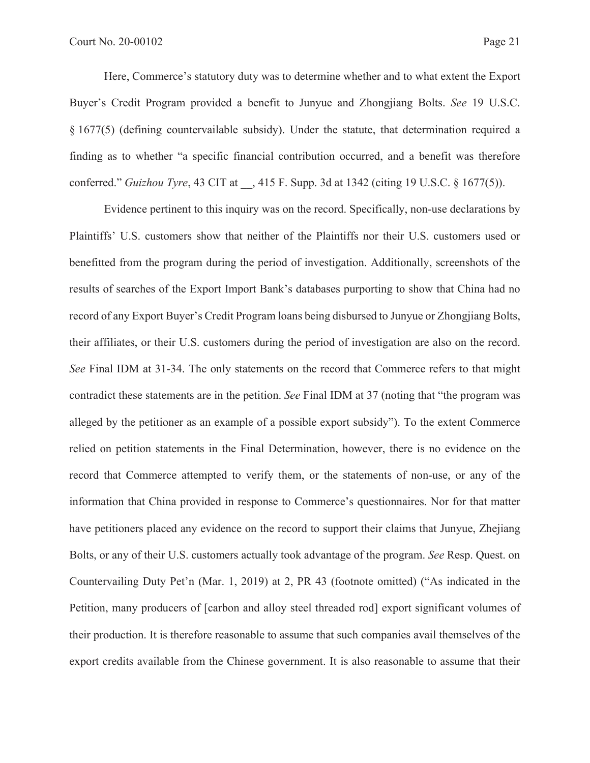Here, Commerce's statutory duty was to determine whether and to what extent the Export Buyer's Credit Program provided a benefit to Junyue and Zhongjiang Bolts. *See* 19 U.S.C. § 1677(5) (defining countervailable subsidy). Under the statute, that determination required a finding as to whether "a specific financial contribution occurred, and a benefit was therefore conferred." *Guizhou Tyre*, 43 CIT at __, 415 F. Supp. 3d at 1342 (citing 19 U.S.C. § 1677(5)).

Evidence pertinent to this inquiry was on the record. Specifically, non-use declarations by Plaintiffs' U.S. customers show that neither of the Plaintiffs nor their U.S. customers used or benefitted from the program during the period of investigation. Additionally, screenshots of the results of searches of the Export Import Bank's databases purporting to show that China had no record of any Export Buyer's Credit Program loans being disbursed to Junyue or Zhongjiang Bolts, their affiliates, or their U.S. customers during the period of investigation are also on the record. *See* Final IDM at 31-34. The only statements on the record that Commerce refers to that might contradict these statements are in the petition. *See* Final IDM at 37 (noting that "the program was alleged by the petitioner as an example of a possible export subsidy"). To the extent Commerce relied on petition statements in the Final Determination, however, there is no evidence on the record that Commerce attempted to verify them, or the statements of non-use, or any of the information that China provided in response to Commerce's questionnaires. Nor for that matter have petitioners placed any evidence on the record to support their claims that Junyue, Zhejiang Bolts, or any of their U.S. customers actually took advantage of the program. *See* Resp. Quest. on Countervailing Duty Pet'n (Mar. 1, 2019) at 2, PR 43 (footnote omitted) ("As indicated in the Petition, many producers of [carbon and alloy steel threaded rod] export significant volumes of their production. It is therefore reasonable to assume that such companies avail themselves of the export credits available from the Chinese government. It is also reasonable to assume that their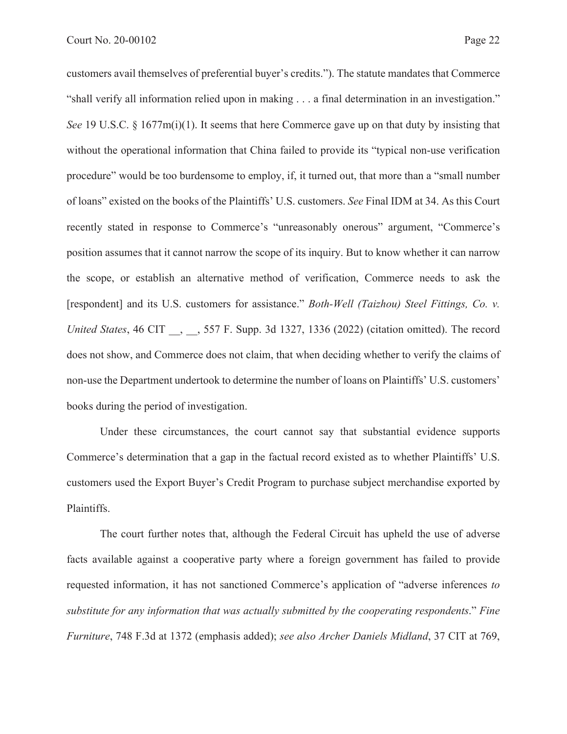customers avail themselves of preferential buyer's credits."). The statute mandates that Commerce "shall verify all information relied upon in making . . . a final determination in an investigation." *See* 19 U.S.C. § 1677m(i)(1). It seems that here Commerce gave up on that duty by insisting that without the operational information that China failed to provide its "typical non-use verification procedure" would be too burdensome to employ, if, it turned out, that more than a "small number of loans" existed on the books of the Plaintiffs' U.S. customers. *See* Final IDM at 34. As this Court recently stated in response to Commerce's "unreasonably onerous" argument, "Commerce's position assumes that it cannot narrow the scope of its inquiry. But to know whether it can narrow the scope, or establish an alternative method of verification, Commerce needs to ask the [respondent] and its U.S. customers for assistance." *Both-Well (Taizhou) Steel Fittings, Co. v. United States*, 46 CIT __, __, 557 F. Supp. 3d 1327, 1336 (2022) (citation omitted). The record does not show, and Commerce does not claim, that when deciding whether to verify the claims of non-use the Department undertook to determine the number of loans on Plaintiffs' U.S. customers' books during the period of investigation.

Under these circumstances, the court cannot say that substantial evidence supports Commerce's determination that a gap in the factual record existed as to whether Plaintiffs' U.S. customers used the Export Buyer's Credit Program to purchase subject merchandise exported by Plaintiffs.

The court further notes that, although the Federal Circuit has upheld the use of adverse facts available against a cooperative party where a foreign government has failed to provide requested information, it has not sanctioned Commerce's application of "adverse inferences *to substitute for any information that was actually submitted by the cooperating respondents*." *Fine Furniture*, 748 F.3d at 1372 (emphasis added); *see also Archer Daniels Midland*, 37 CIT at 769,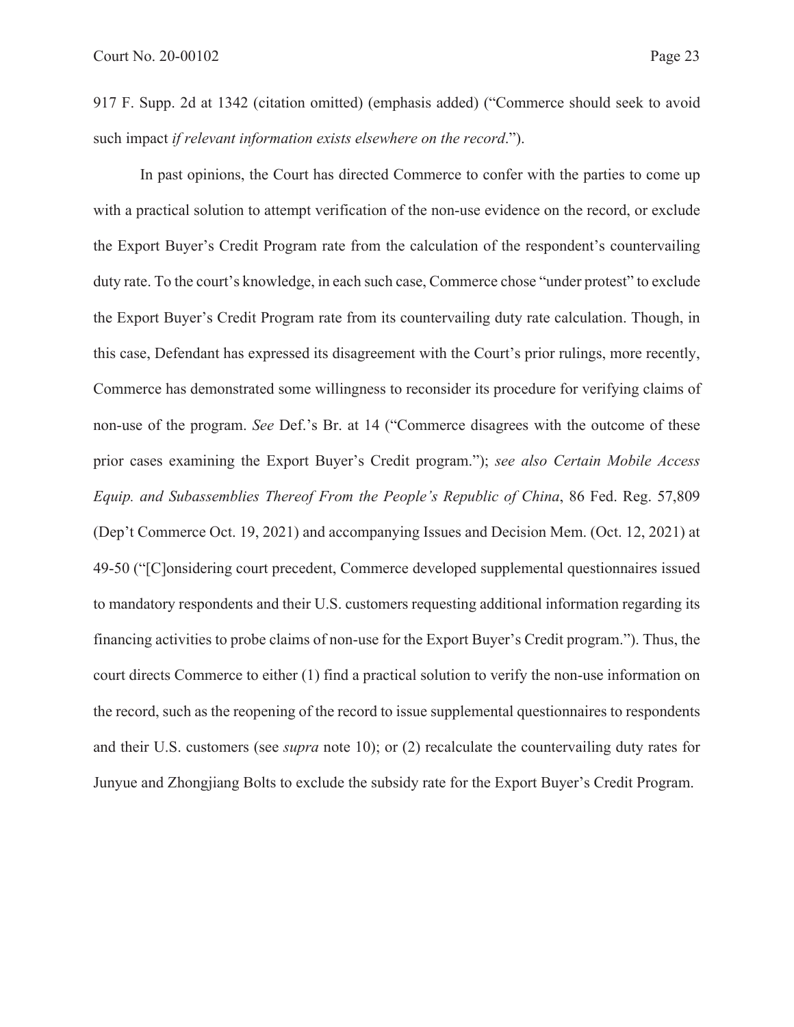917 F. Supp. 2d at 1342 (citation omitted) (emphasis added) ("Commerce should seek to avoid such impact *if relevant information exists elsewhere on the record*.").

In past opinions, the Court has directed Commerce to confer with the parties to come up with a practical solution to attempt verification of the non-use evidence on the record, or exclude the Export Buyer's Credit Program rate from the calculation of the respondent's countervailing duty rate. To the court's knowledge, in each such case, Commerce chose "under protest" to exclude the Export Buyer's Credit Program rate from its countervailing duty rate calculation. Though, in this case, Defendant has expressed its disagreement with the Court's prior rulings, more recently, Commerce has demonstrated some willingness to reconsider its procedure for verifying claims of non-use of the program. *See* Def.'s Br. at 14 ("Commerce disagrees with the outcome of these prior cases examining the Export Buyer's Credit program."); *see also Certain Mobile Access Equip. and Subassemblies Thereof From the People's Republic of China*, 86 Fed. Reg. 57,809 (Dep't Commerce Oct. 19, 2021) and accompanying Issues and Decision Mem. (Oct. 12, 2021) at 49-50 ("[C]onsidering court precedent, Commerce developed supplemental questionnaires issued to mandatory respondents and their U.S. customers requesting additional information regarding its financing activities to probe claims of non-use for the Export Buyer's Credit program."). Thus, the court directs Commerce to either (1) find a practical solution to verify the non-use information on the record, such as the reopening of the record to issue supplemental questionnaires to respondents and their U.S. customers (see *supra* note 10); or (2) recalculate the countervailing duty rates for Junyue and Zhongjiang Bolts to exclude the subsidy rate for the Export Buyer's Credit Program.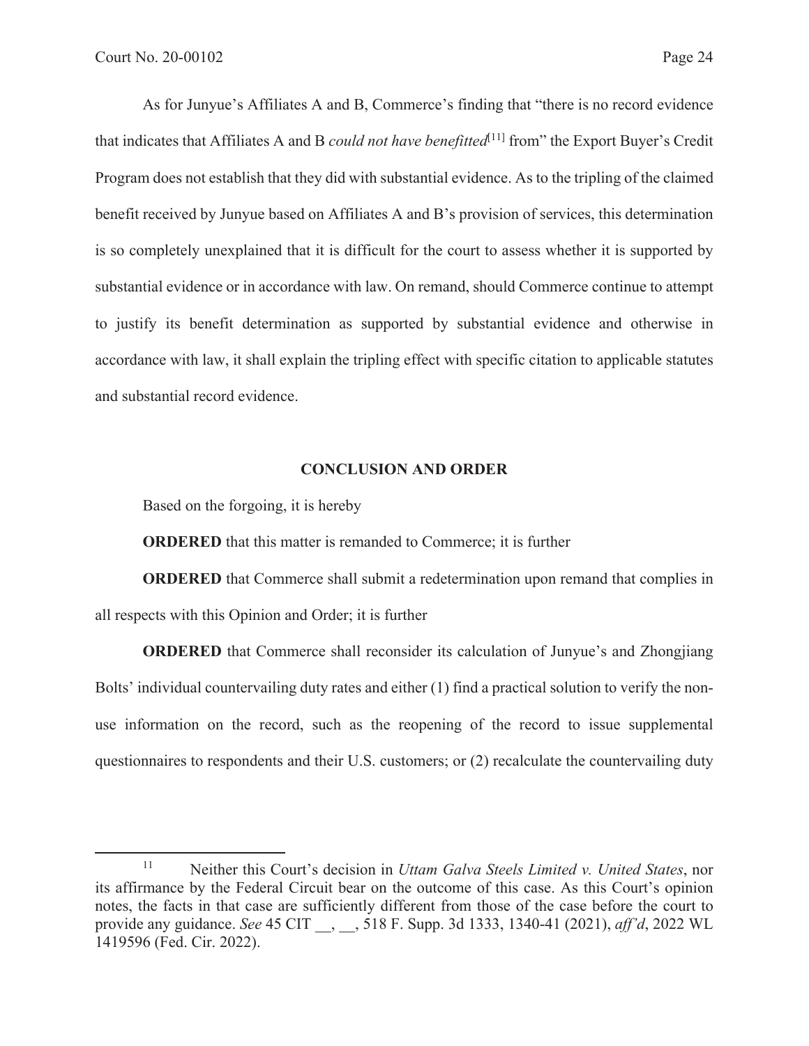As for Junyue's Affiliates A and B, Commerce's finding that "there is no record evidence that indicates that Affiliates A and B *could not have benefitted*[11] from" the Export Buyer's Credit Program does not establish that they did with substantial evidence. As to the tripling of the claimed benefit received by Junyue based on Affiliates A and B's provision of services, this determination is so completely unexplained that it is difficult for the court to assess whether it is supported by substantial evidence or in accordance with law. On remand, should Commerce continue to attempt to justify its benefit determination as supported by substantial evidence and otherwise in accordance with law, it shall explain the tripling effect with specific citation to applicable statutes and substantial record evidence.

**CONCLUSION AND ORDER**

Based on the forgoing, it is hereby

**ORDERED** that this matter is remanded to Commerce; it is further

**ORDERED** that Commerce shall submit a redetermination upon remand that complies in all respects with this Opinion and Order; it is further

**ORDERED** that Commerce shall reconsider its calculation of Junyue's and Zhongjiang Bolts' individual countervailing duty rates and either (1) find a practical solution to verify the non-use information on the record, such as the reopening of the record to issue supplemental questionnaires to respondents and their U.S. customers; or (2) recalculate the countervailing duty

[11] Neither this Court's decision in *Uttam Galva Steels Limited v. United States*, nor its affirmance by the Federal Circuit bear on the outcome of this case. As this Court's opinion notes, the facts in that case are sufficiently different from those of the case before the court to provide any guidance. *See* 45 CIT __, __, 518 F. Supp. 3d 1333, 1340-41 (2021), *aff'd*, 2022 WL 1419596 (Fed. Cir. 2022).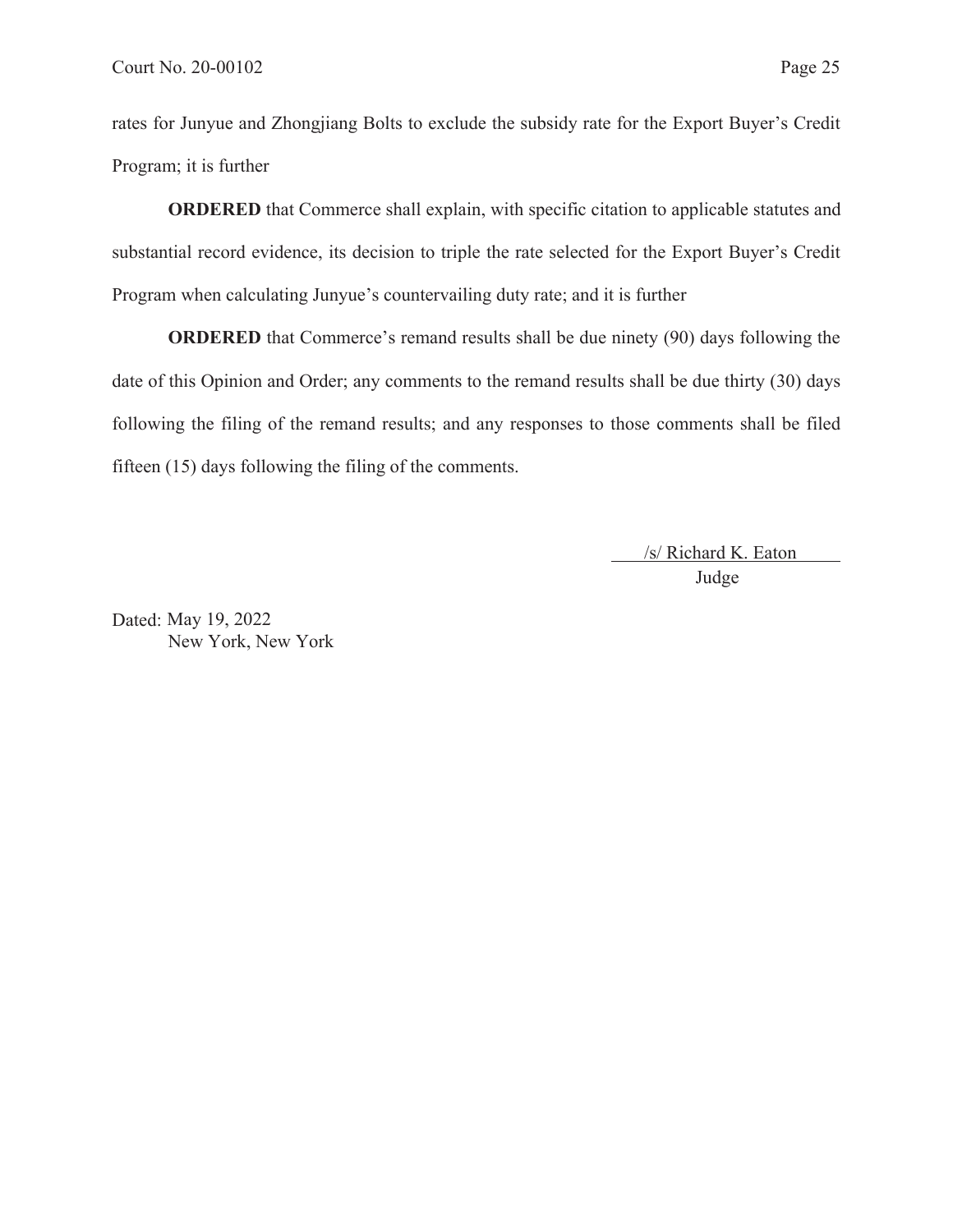rates for Junyue and Zhongjiang Bolts to exclude the subsidy rate for the Export Buyer's Credit Program; it is further

**ORDERED** that Commerce shall explain, with specific citation to applicable statutes and substantial record evidence, its decision to triple the rate selected for the Export Buyer's Credit Program when calculating Junyue's countervailing duty rate; and it is further

**ORDERED** that Commerce's remand results shall be due ninety (90) days following the date of this Opinion and Order; any comments to the remand results shall be due thirty (30) days following the filing of the remand results; and any responses to those comments shall be filed fifteen (15) days following the filing of the comments.

/s/ Richard K. Eaton
Judge

Dated: May 19, 2022
New York, New York